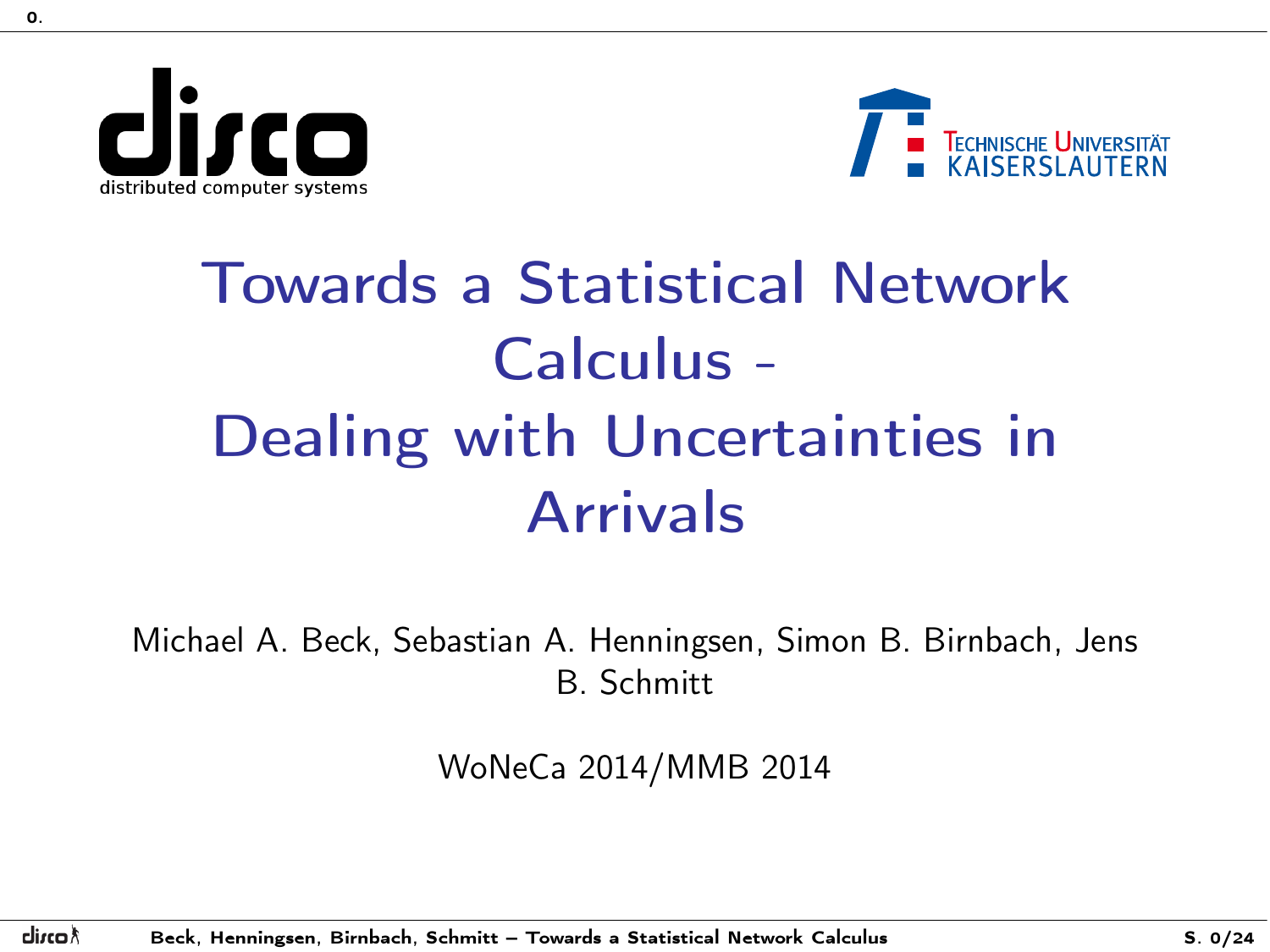disco
distributed computer systems

TECHNISCHE UNIVERSITÄT KAISERSLAUTERN

# Towards a Statistical Network Calculus - Dealing with Uncertainties in Arrivals

Michael A. Beck, Sebastian A. Henningsen, Simon B. Birnbach, Jens B. Schmitt

WoNeCa 2014/MMB 2014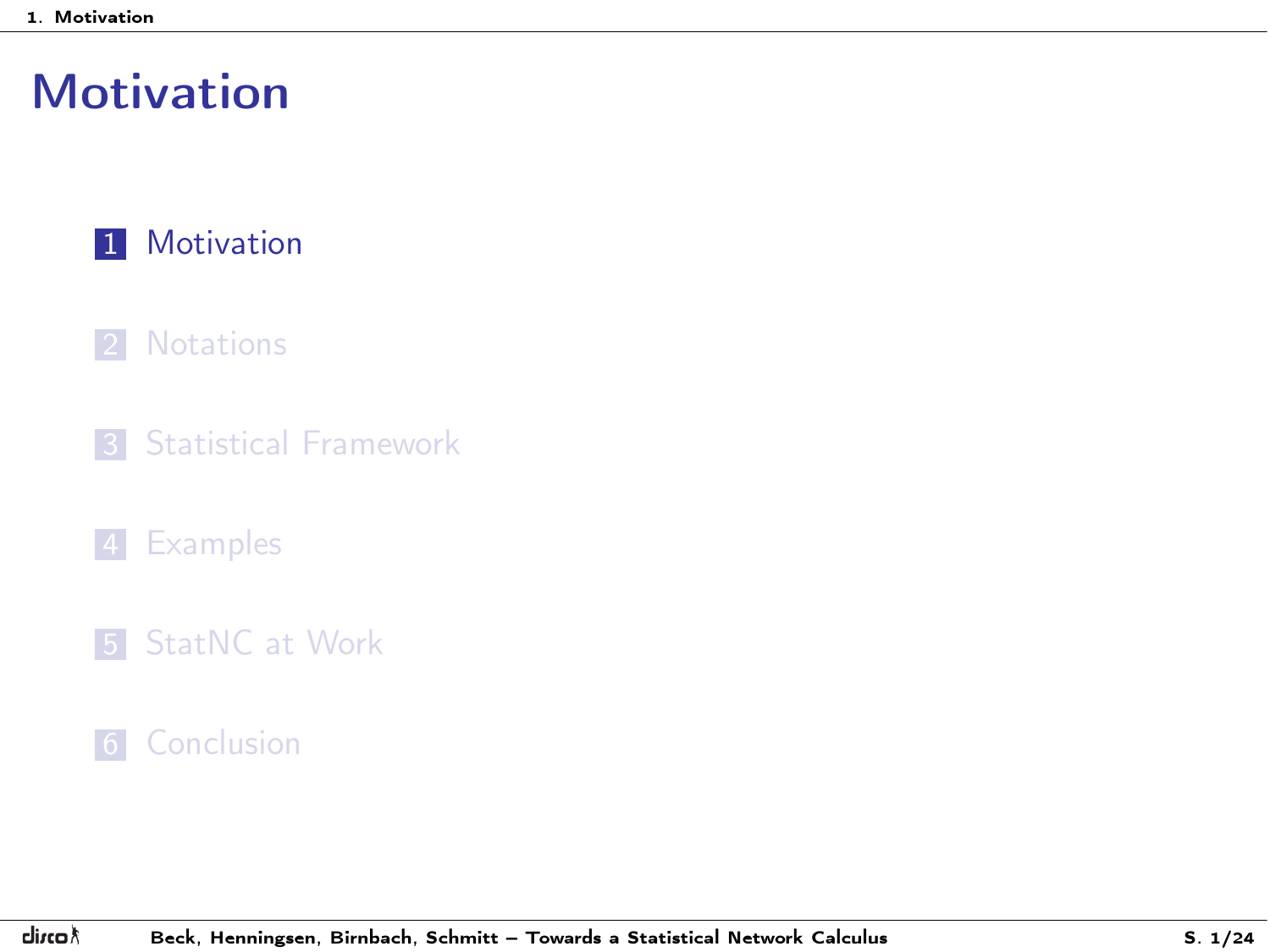# Motivation

1. Motivation
2. Notations
3. Statistical Framework
4. Examples
5. StatNC at Work
6. Conclusion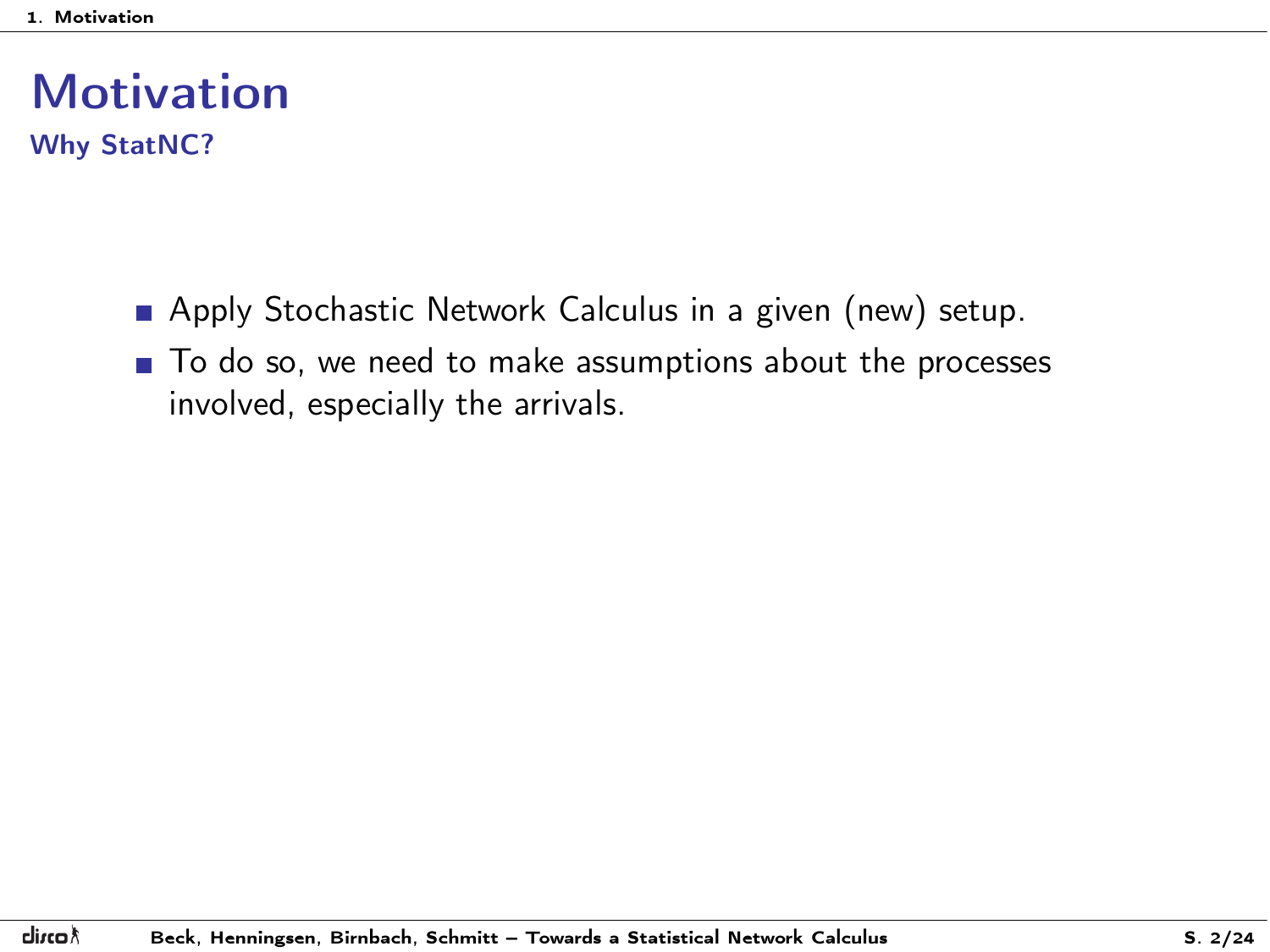# Motivation

## Why StatNC?

- Apply Stochastic Network Calculus in a given (new) setup.
- To do so, we need to make assumptions about the processes involved, especially the arrivals.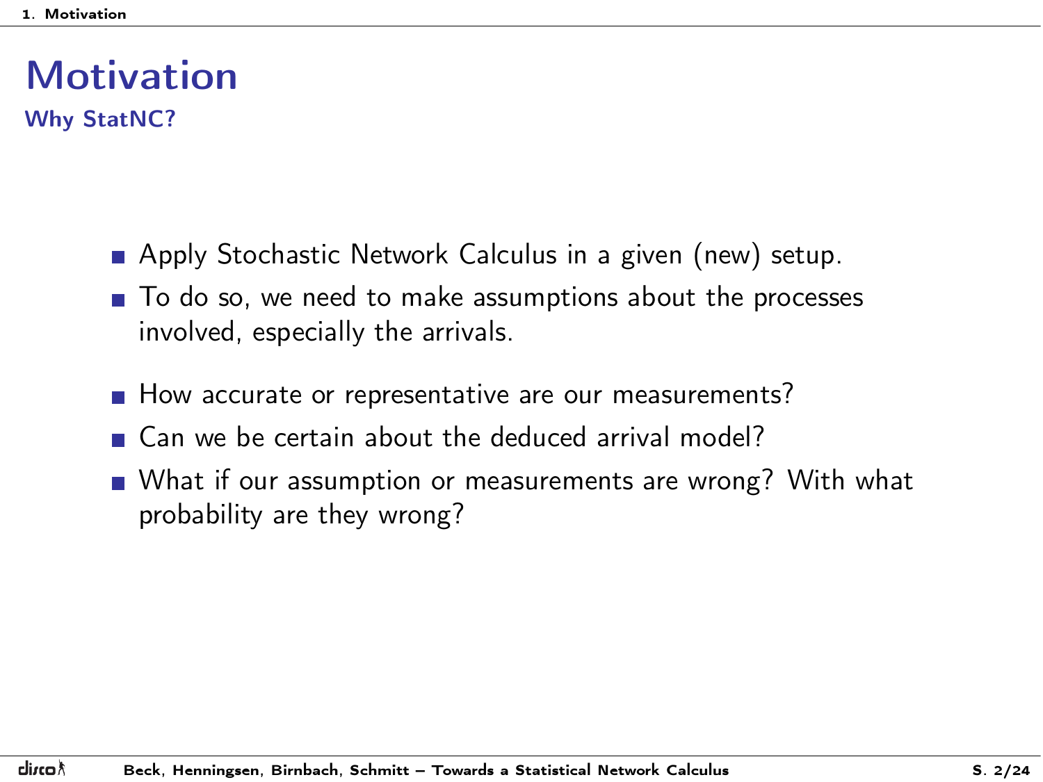# Motivation

## Why StatNC?

- Apply Stochastic Network Calculus in a given (new) setup.
- To do so, we need to make assumptions about the processes involved, especially the arrivals.

- How accurate or representative are our measurements?
- Can we be certain about the deduced arrival model?
- What if our assumption or measurements are wrong? With what probability are they wrong?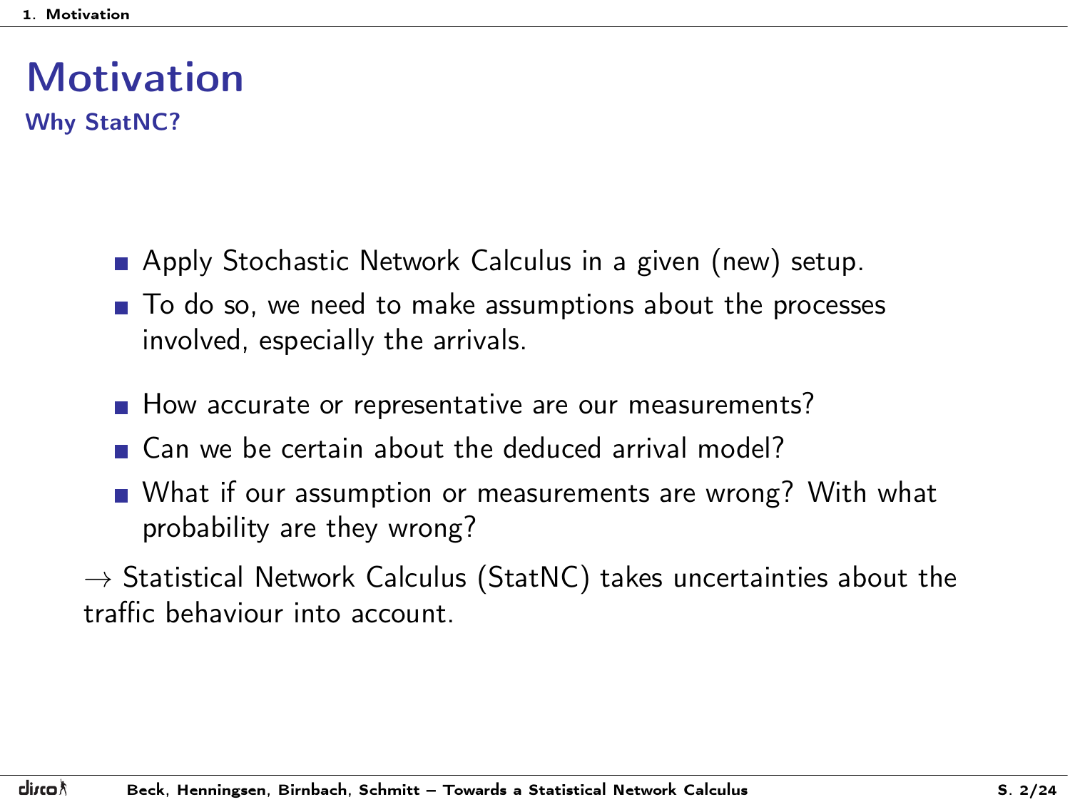# Motivation

## Why StatNC?

- Apply Stochastic Network Calculus in a given (new) setup.
- To do so, we need to make assumptions about the processes involved, especially the arrivals.

- How accurate or representative are our measurements?
- Can we be certain about the deduced arrival model?
- What if our assumption or measurements are wrong? With what probability are they wrong?

$\rightarrow$ Statistical Network Calculus (StatNC) takes uncertainties about the traffic behaviour into account.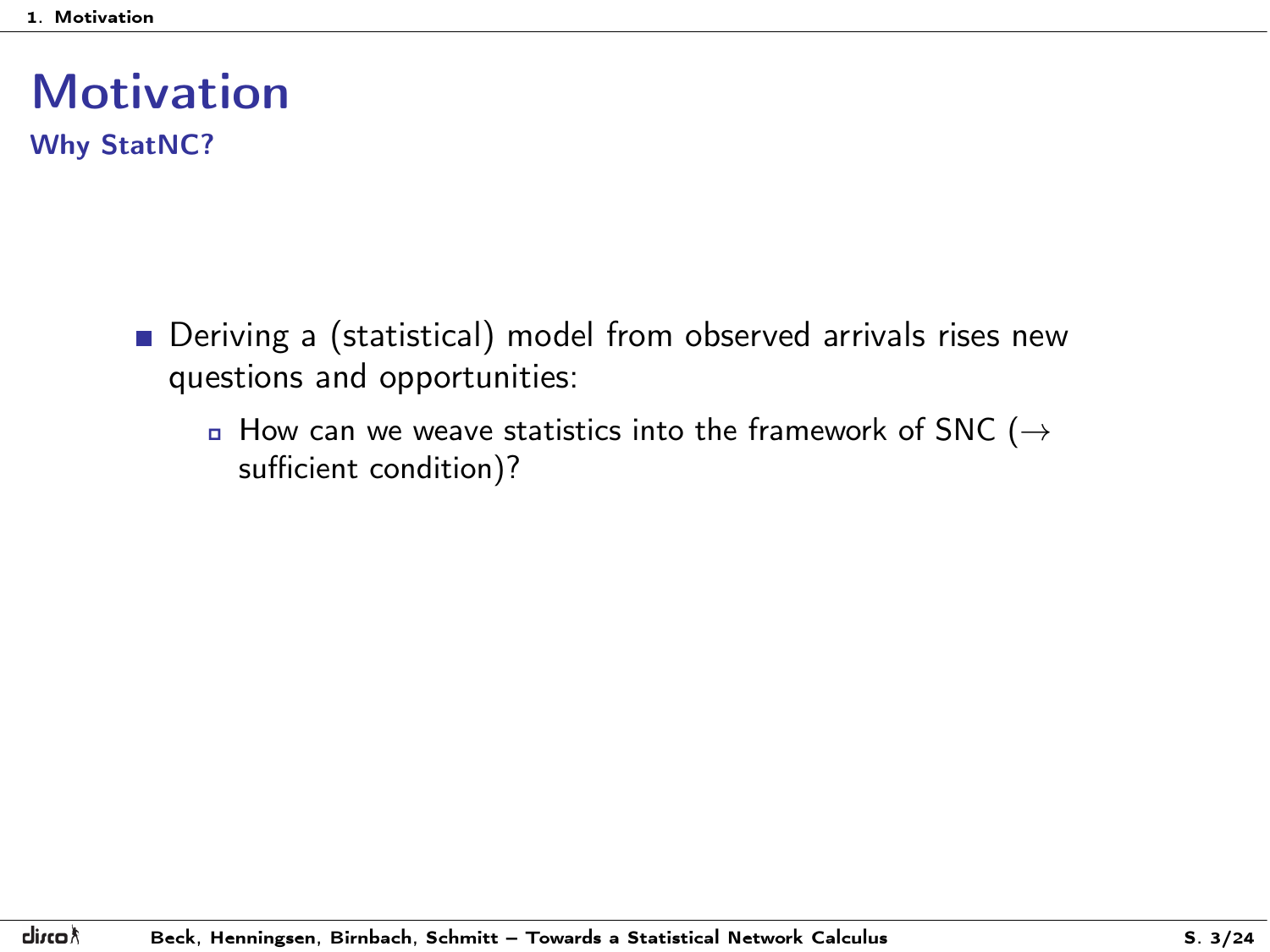# Motivation

## Why StatNC?

- Deriving a (statistical) model from observed arrivals rises new questions and opportunities:
  - How can we weave statistics into the framework of SNC ($\rightarrow$ sufficient condition)?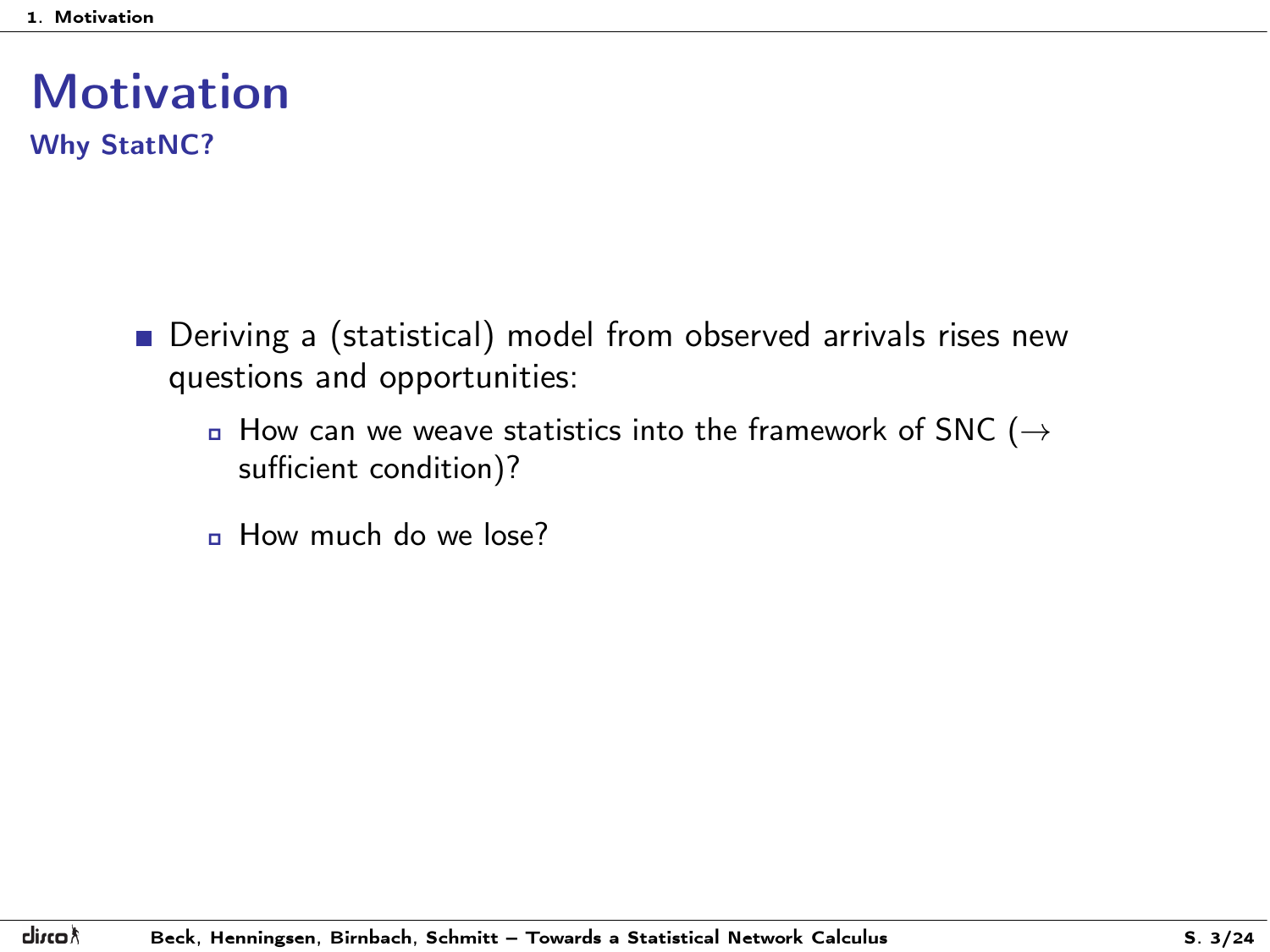# Motivation

## Why StatNC?

- Deriving a (statistical) model from observed arrivals rises new questions and opportunities:
  - How can we weave statistics into the framework of SNC ($\rightarrow$ sufficient condition)?
  - How much do we lose?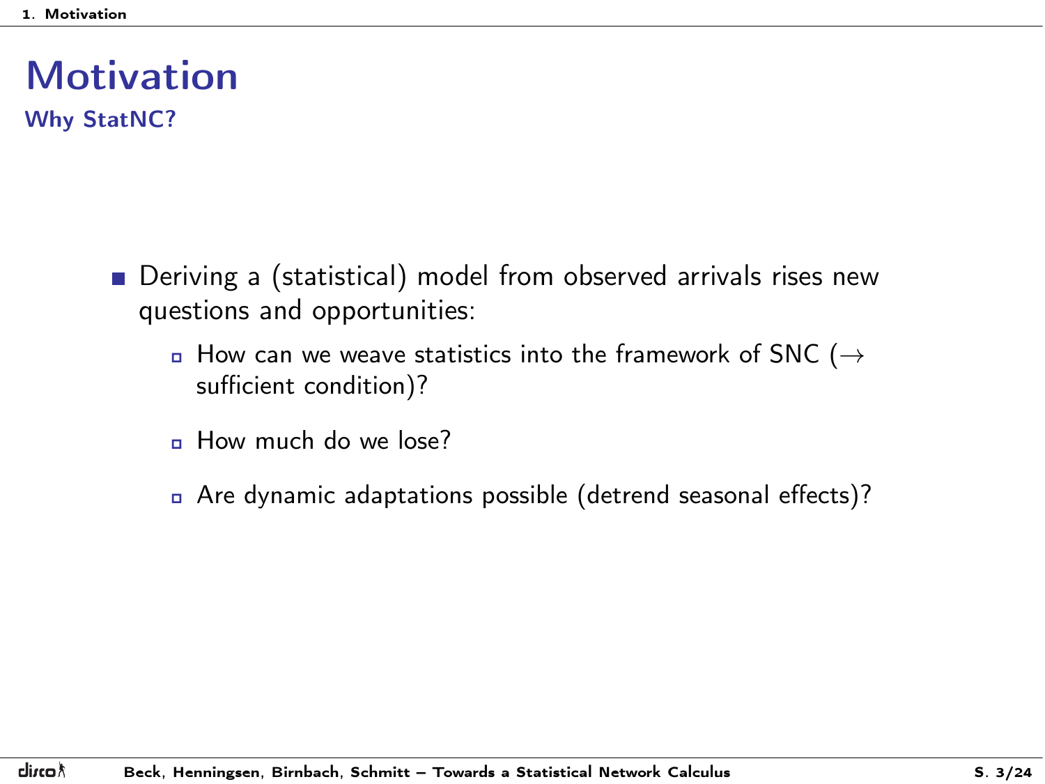# Motivation

## Why StatNC?

- Deriving a (statistical) model from observed arrivals rises new questions and opportunities:
  - How can we weave statistics into the framework of SNC ($\rightarrow$ sufficient condition)?
  - How much do we lose?
  - Are dynamic adaptations possible (detrend seasonal effects)?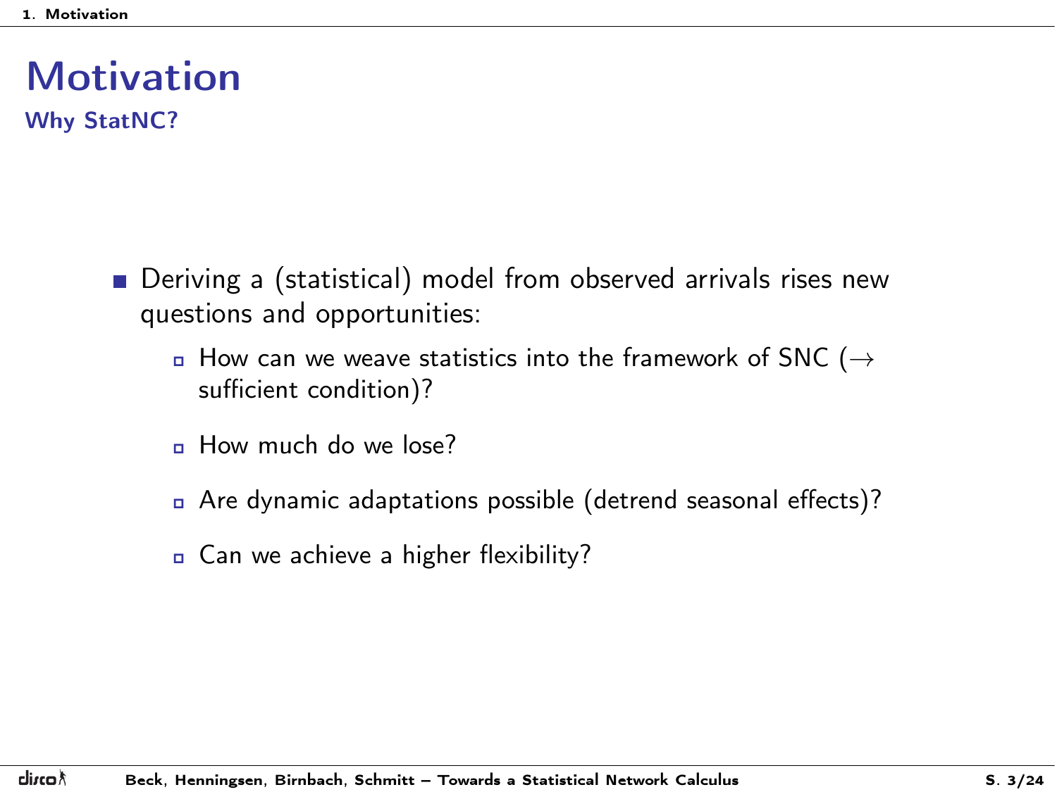# Motivation

## Why StatNC?

- Deriving a (statistical) model from observed arrivals rises new questions and opportunities:
  - How can we weave statistics into the framework of SNC ($\rightarrow$ sufficient condition)?
  - How much do we lose?
  - Are dynamic adaptations possible (detrend seasonal effects)?
  - Can we achieve a higher flexibility?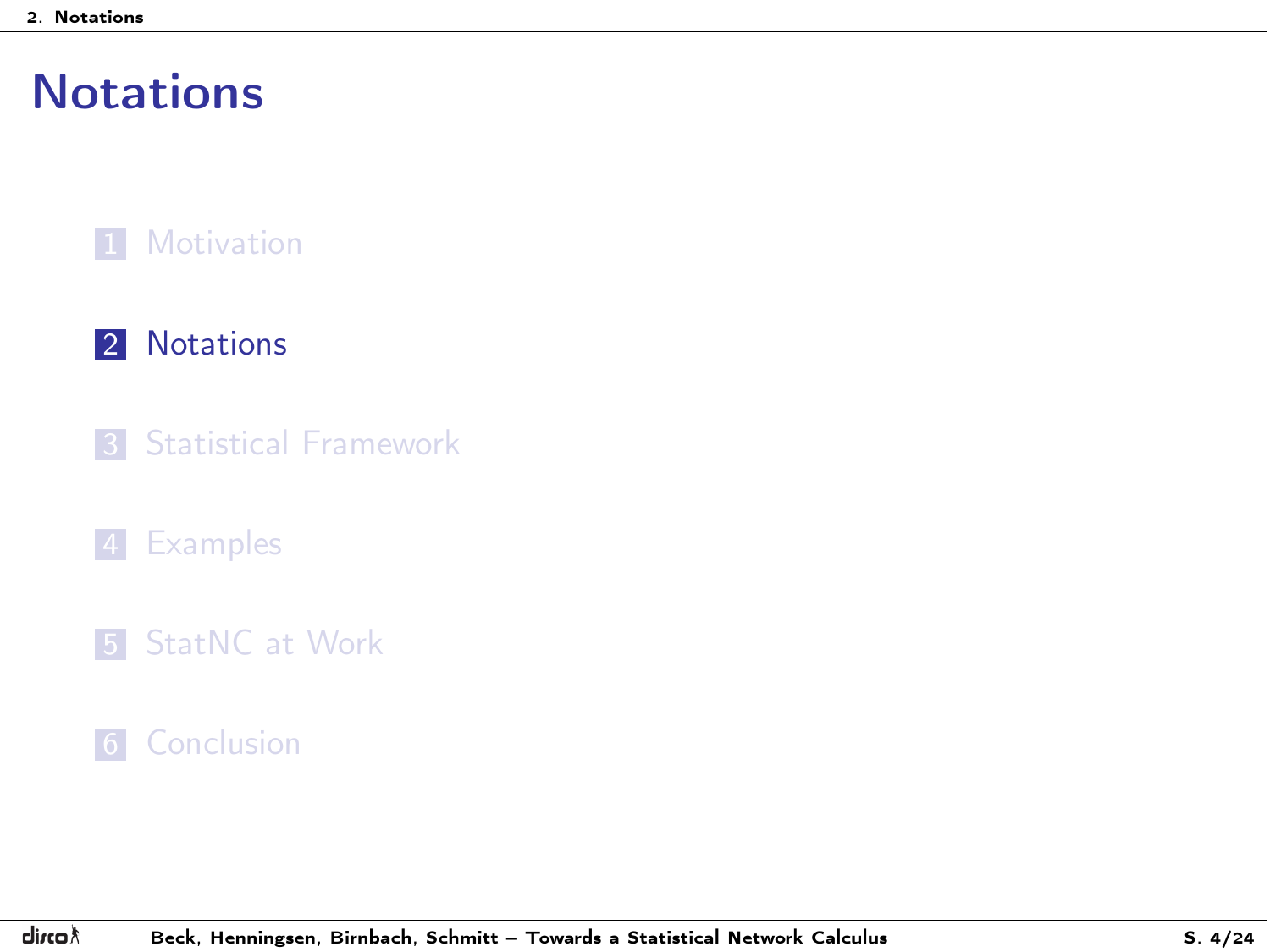# Notations

1. Motivation
2. Notations
3. Statistical Framework
4. Examples
5. StatNC at Work
6. Conclusion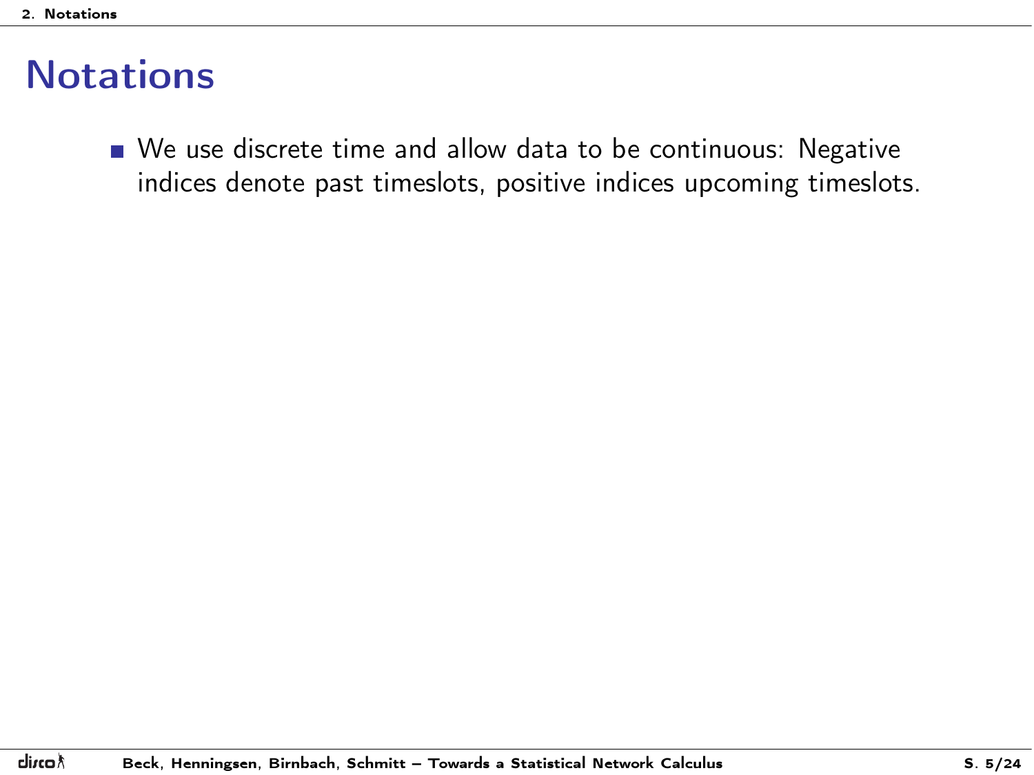# Notations

- We use discrete time and allow data to be continuous: Negative indices denote past timeslots, positive indices upcoming timeslots.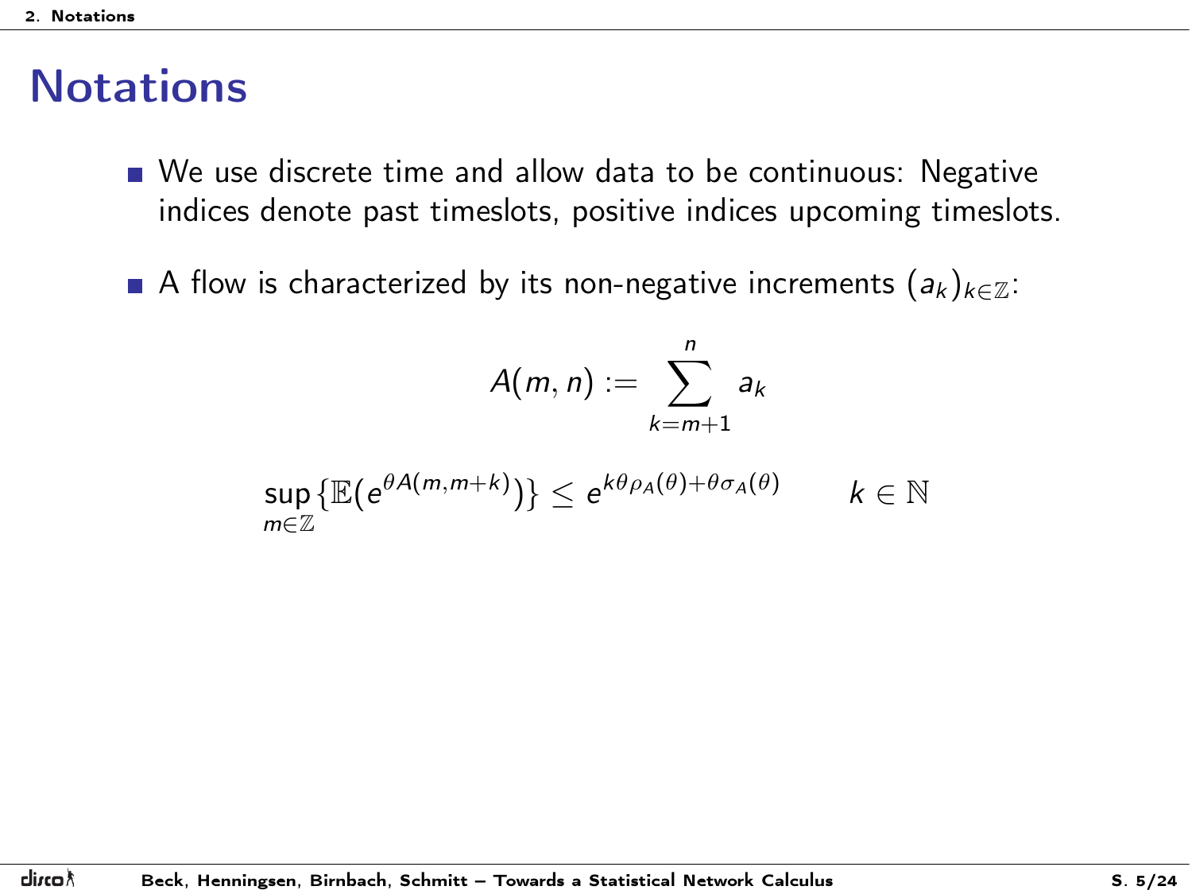# Notations

- We use discrete time and allow data to be continuous: Negative indices denote past timeslots, positive indices upcoming timeslots.
- A flow is characterized by its non-negative increments $(a_k)_{k\in\mathbb{Z}}$:

$$A(m,n) := \sum_{k=m+1}^{n} a_k$$

$$\sup_{m\in\mathbb{Z}}\{\mathbb{E}(e^{\theta A(m,m+k)})\} \leq e^{k\theta\rho_A(\theta)+\theta\sigma_A(\theta)} \qquad k\in\mathbb{N}$$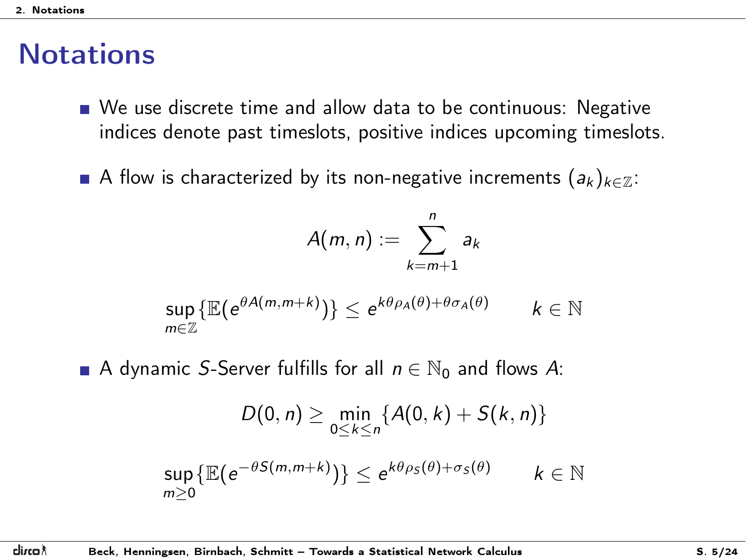# Notations

- We use discrete time and allow data to be continuous: Negative indices denote past timeslots, positive indices upcoming timeslots.
- A flow is characterized by its non-negative increments $(a_k)_{k \in \mathbb{Z}}$:

$$A(m,n) := \sum_{k=m+1}^{n} a_k$$

$$\sup_{m \in \mathbb{Z}} \{\mathbb{E}(e^{\theta A(m,m+k)})\} \leq e^{k\theta\rho_A(\theta)+\theta\sigma_A(\theta)} \qquad k \in \mathbb{N}$$

- A dynamic $S$-Server fulfills for all $n \in \mathbb{N}_0$ and flows $A$:

$$D(0,n) \geq \min_{0 \leq k \leq n} \{A(0,k) + S(k,n)\}$$

$$\sup_{m \geq 0} \{\mathbb{E}(e^{-\theta S(m,m+k)})\} \leq e^{k\theta\rho_S(\theta)+\sigma_S(\theta)} \qquad k \in \mathbb{N}$$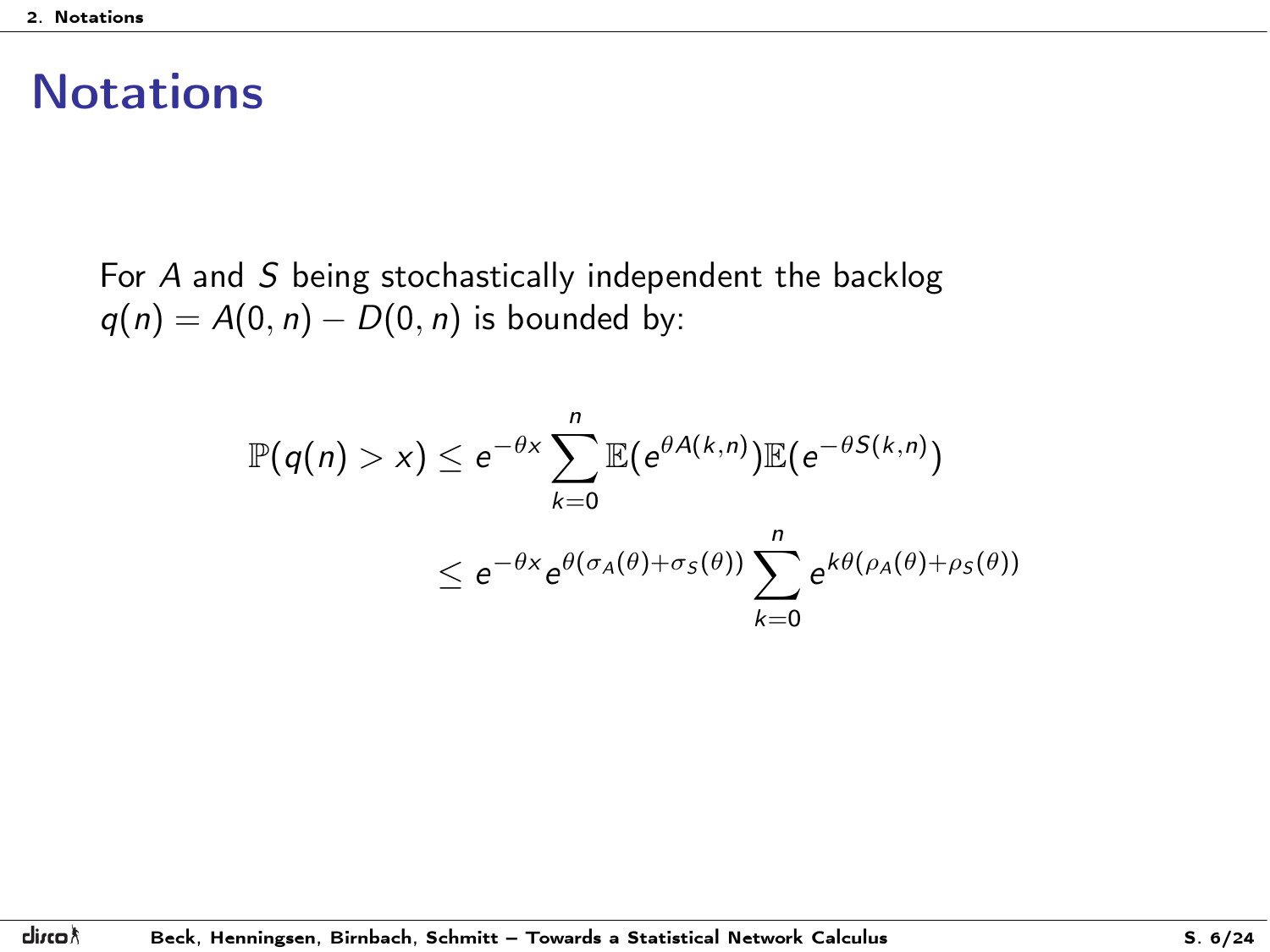# Notations

For $A$ and $S$ being stochastically independent the backlog $q(n) = A(0, n) - D(0, n)$ is bounded by:

$$
\begin{aligned}
\mathbb{P}(q(n) > x) &\leq e^{-\theta x} \sum_{k=0}^{n} \mathbb{E}(e^{\theta A(k,n)}) \mathbb{E}(e^{-\theta S(k,n)}) \\
&\leq e^{-\theta x} e^{\theta(\sigma_A(\theta) + \sigma_S(\theta))} \sum_{k=0}^{n} e^{k\theta(\rho_A(\theta) + \rho_S(\theta))}
\end{aligned}
$$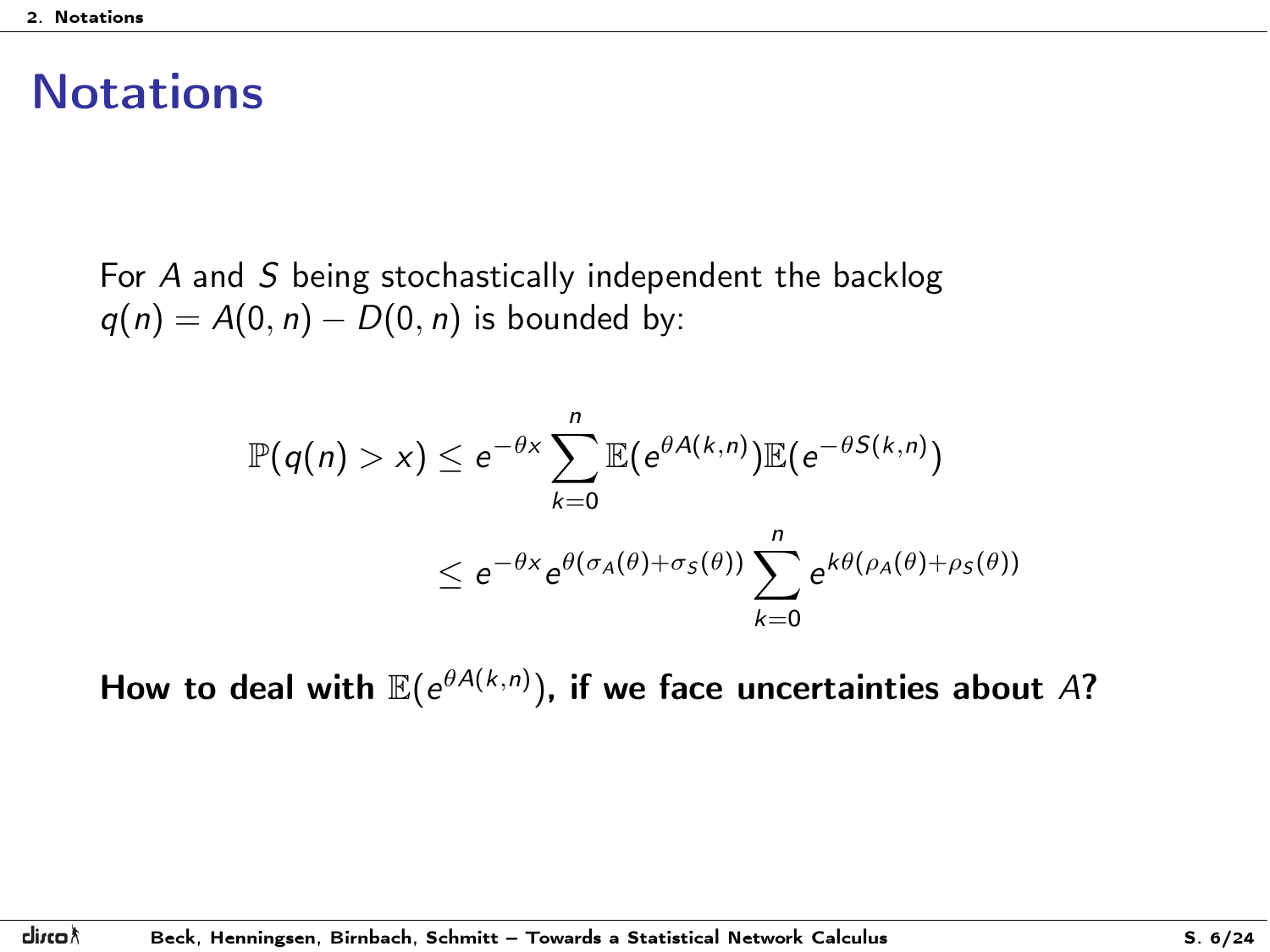# Notations

For $A$ and $S$ being stochastically independent the backlog $q(n) = A(0, n) - D(0, n)$ is bounded by:

$$
\begin{aligned}
\mathbb{P}(q(n) > x) &\leq e^{-\theta x} \sum_{k=0}^{n} \mathbb{E}(e^{\theta A(k,n)}) \mathbb{E}(e^{-\theta S(k,n)}) \\
&\leq e^{-\theta x} e^{\theta(\sigma_A(\theta) + \sigma_S(\theta))} \sum_{k=0}^{n} e^{k\theta(\rho_A(\theta) + \rho_S(\theta))}
\end{aligned}
$$

**How to deal with $\mathbb{E}(e^{\theta A(k,n)})$, if we face uncertainties about $A$?**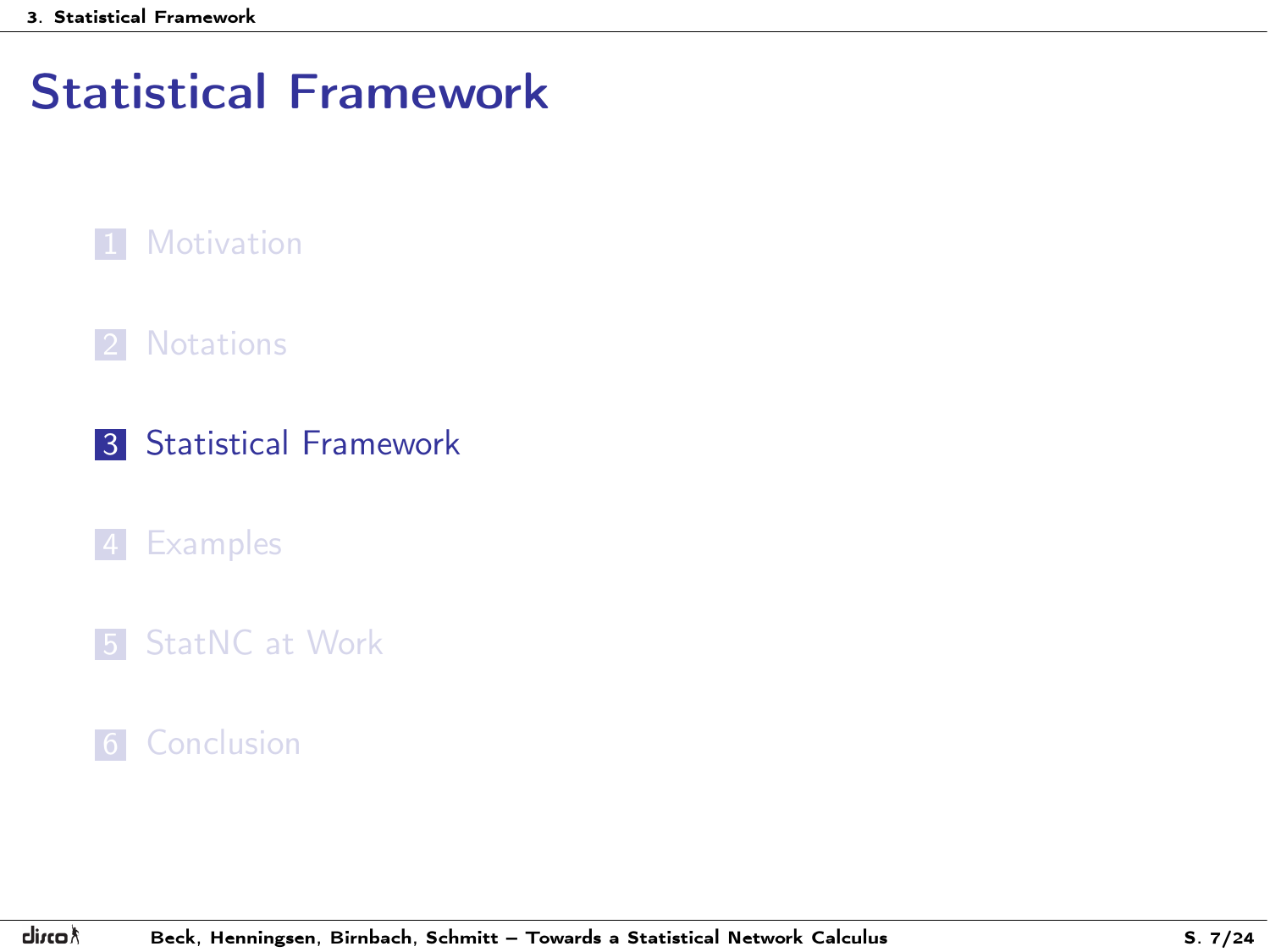# Statistical Framework

1. Motivation
2. Notations
3. Statistical Framework
4. Examples
5. StatNC at Work
6. Conclusion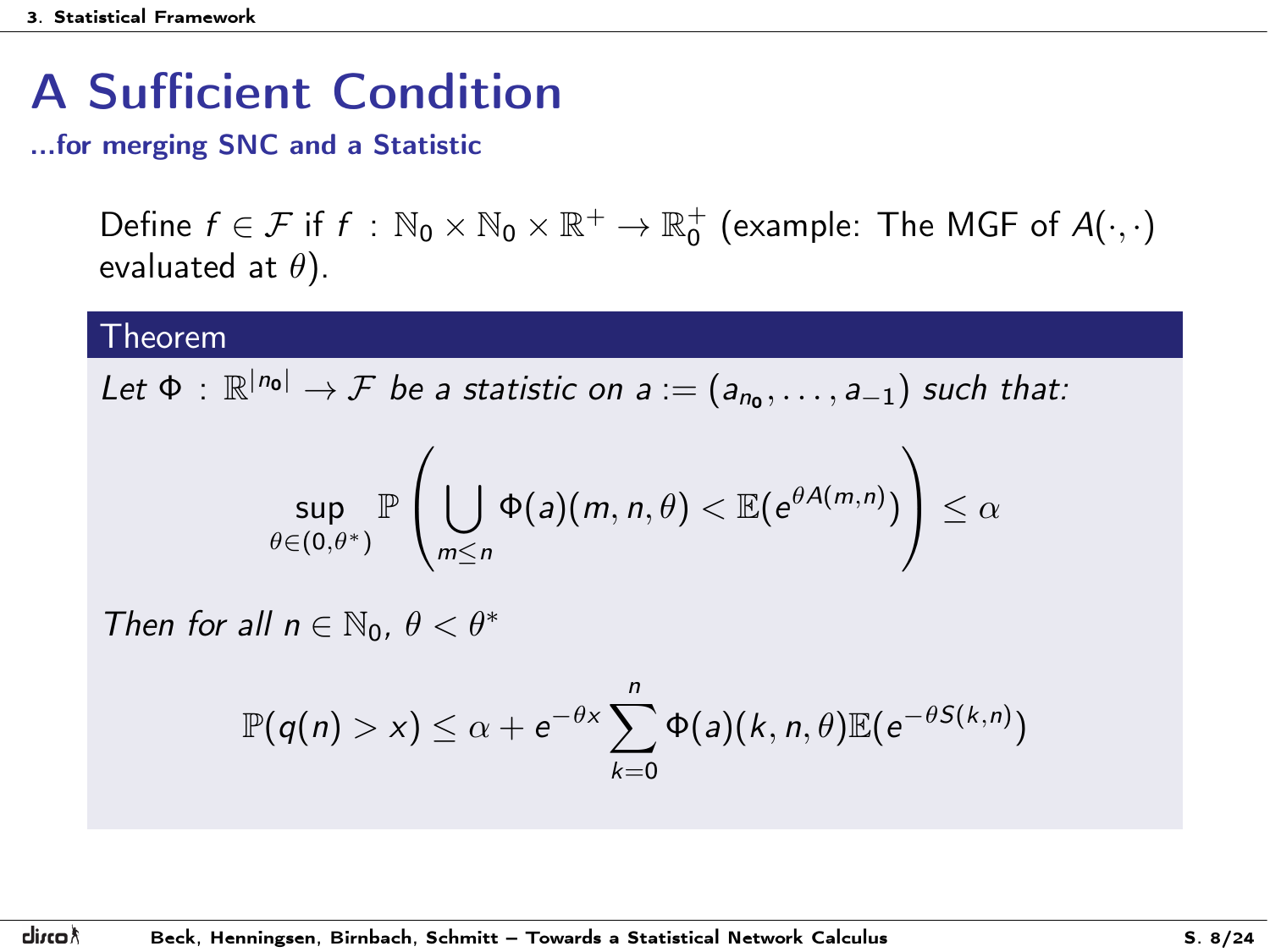# A Sufficient Condition

**...for merging SNC and a Statistic**

Define $f \in \mathcal{F}$ if $f : \mathbb{N}_0 \times \mathbb{N}_0 \times \mathbb{R}^+ \to \mathbb{R}_0^+$ (example: The MGF of $A(\cdot,\cdot)$ evaluated at $\theta$).

**Theorem**

*Let $\Phi : \mathbb{R}^{|n_0|} \to \mathcal{F}$ be a statistic on $a := (a_{n_0}, \ldots, a_{-1})$ such that:*

$$\sup_{\theta \in (0,\theta^*)} \mathbb{P}\left( \bigcup_{m \leq n} \Phi(a)(m,n,\theta) < \mathbb{E}(e^{\theta A(m,n)}) \right) \leq \alpha$$

*Then for all $n \in \mathbb{N}_0$, $\theta < \theta^*$*

$$\mathbb{P}(q(n) > x) \leq \alpha + e^{-\theta x} \sum_{k=0}^{n} \Phi(a)(k,n,\theta)\mathbb{E}(e^{-\theta S(k,n)})$$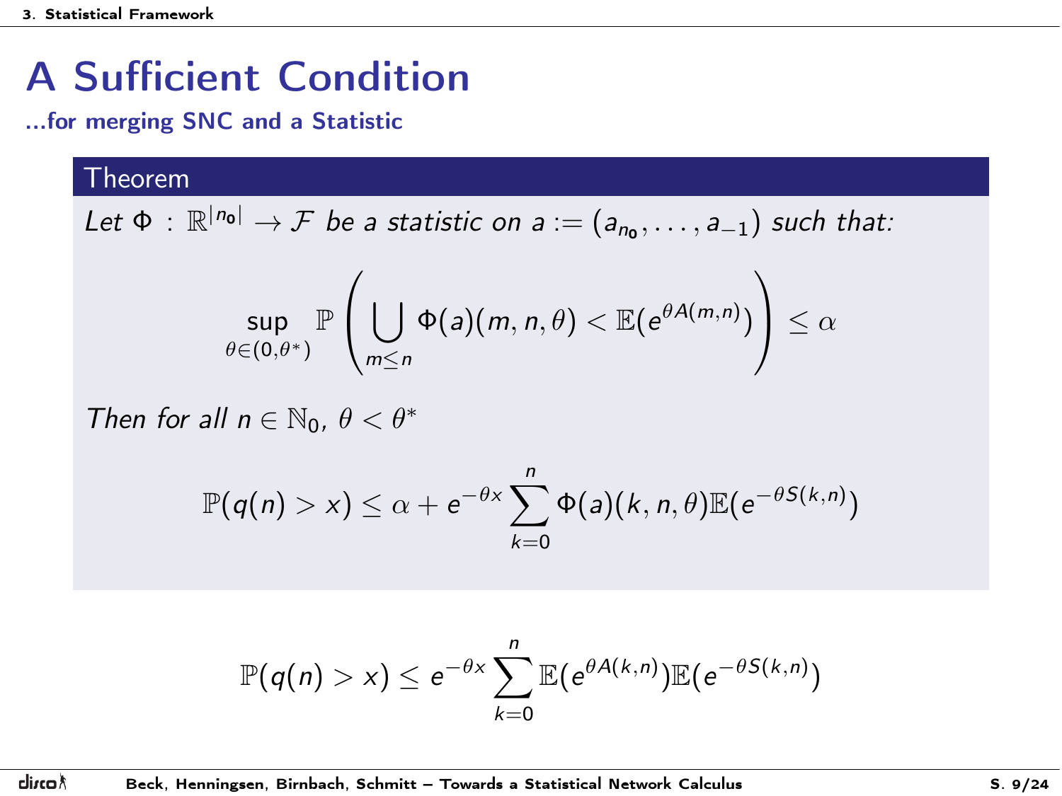# A Sufficient Condition

...for merging SNC and a Statistic

**Theorem**

*Let $\Phi : \mathbb{R}^{|n_0|} \to \mathcal{F}$ be a statistic on $a := (a_{n_0}, \dots, a_{-1})$ such that:*

$$\sup_{\theta \in (0,\theta^*)} \mathbb{P}\left( \bigcup_{m \leq n} \Phi(a)(m,n,\theta) < \mathbb{E}(e^{\theta A(m,n)}) \right) \leq \alpha$$

*Then for all $n \in \mathbb{N}_0$, $\theta < \theta^*$*

$$\mathbb{P}(q(n) > x) \leq \alpha + e^{-\theta x} \sum_{k=0}^{n} \Phi(a)(k,n,\theta)\mathbb{E}(e^{-\theta S(k,n)})$$

$$\mathbb{P}(q(n) > x) \leq e^{-\theta x} \sum_{k=0}^{n} \mathbb{E}(e^{\theta A(k,n)})\mathbb{E}(e^{-\theta S(k,n)})$$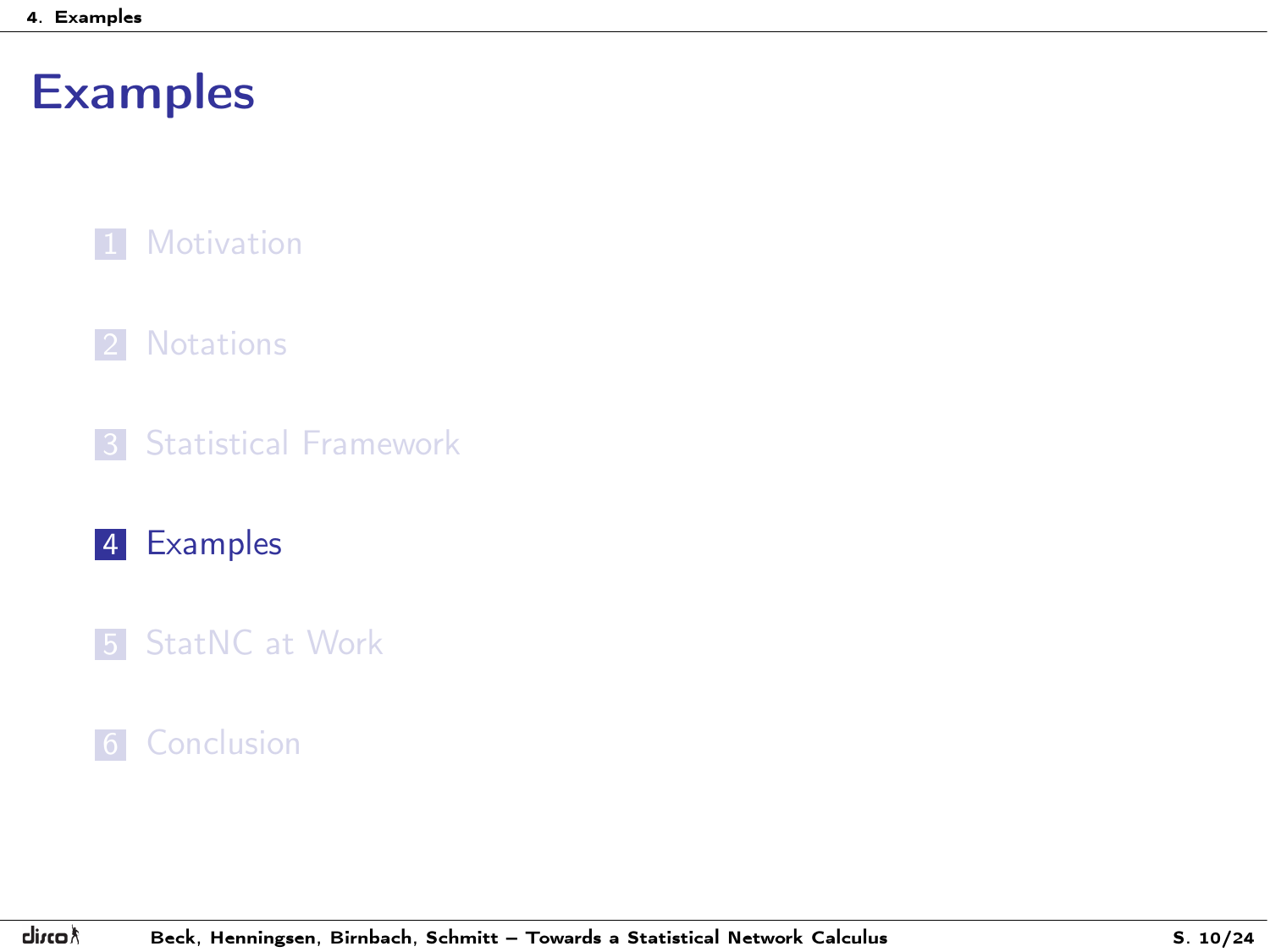# Examples

1. Motivation
2. Notations
3. Statistical Framework
4. Examples
5. StatNC at Work
6. Conclusion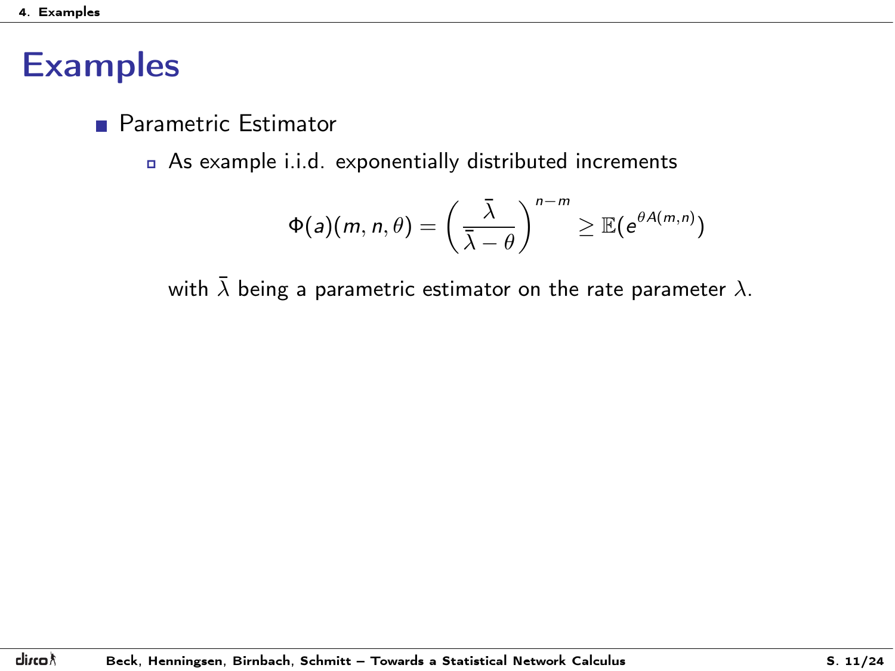# Examples

- Parametric Estimator
  - As example i.i.d. exponentially distributed increments

$$\Phi(a)(m, n, \theta) = \left( \frac{\bar{\lambda}}{\bar{\lambda} - \theta} \right)^{n-m} \geq \mathbb{E}(e^{\theta A(m,n)})$$

with $\bar{\lambda}$ being a parametric estimator on the rate parameter $\lambda$.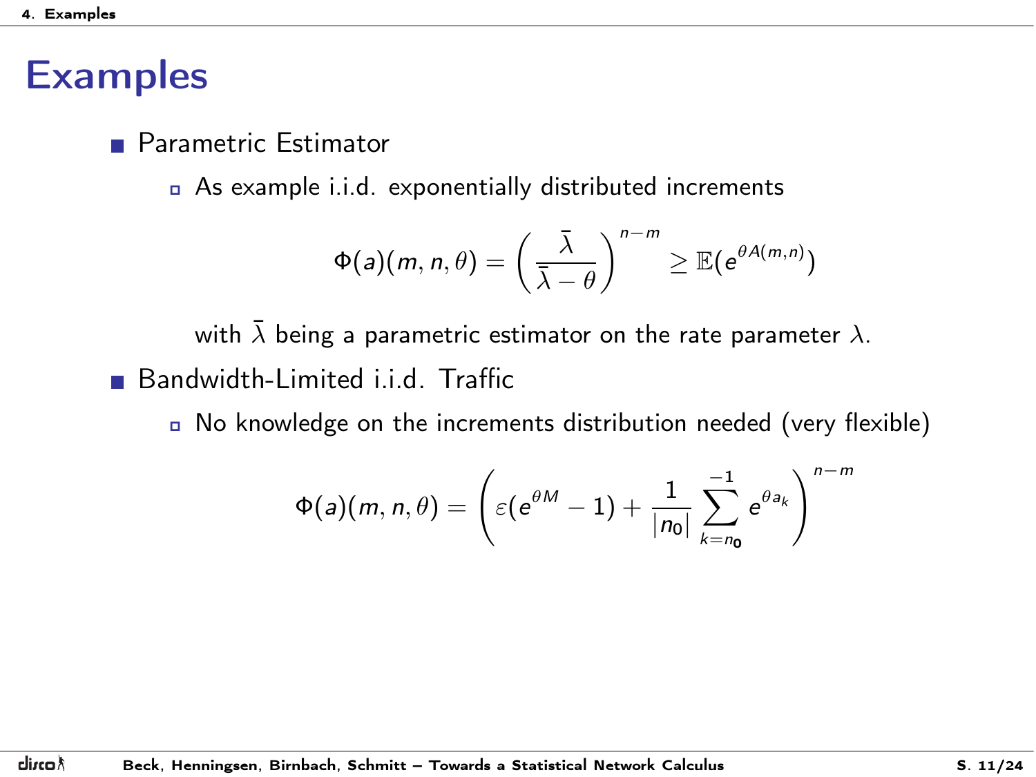# Examples

- Parametric Estimator
  - As example i.i.d. exponentially distributed increments

$$\Phi(a)(m,n,\theta) = \left(\frac{\bar{\lambda}}{\bar{\lambda}-\theta}\right)^{n-m} \geq \mathbb{E}(e^{\theta A(m,n)})$$

  with $\bar{\lambda}$ being a parametric estimator on the rate parameter $\lambda$.

- Bandwidth-Limited i.i.d. Traffic
  - No knowledge on the increments distribution needed (very flexible)

$$\Phi(a)(m,n,\theta) = \left(\varepsilon(e^{\theta M}-1) + \frac{1}{|n_0|}\sum_{k=n_0}^{-1} e^{\theta a_k}\right)^{n-m}$$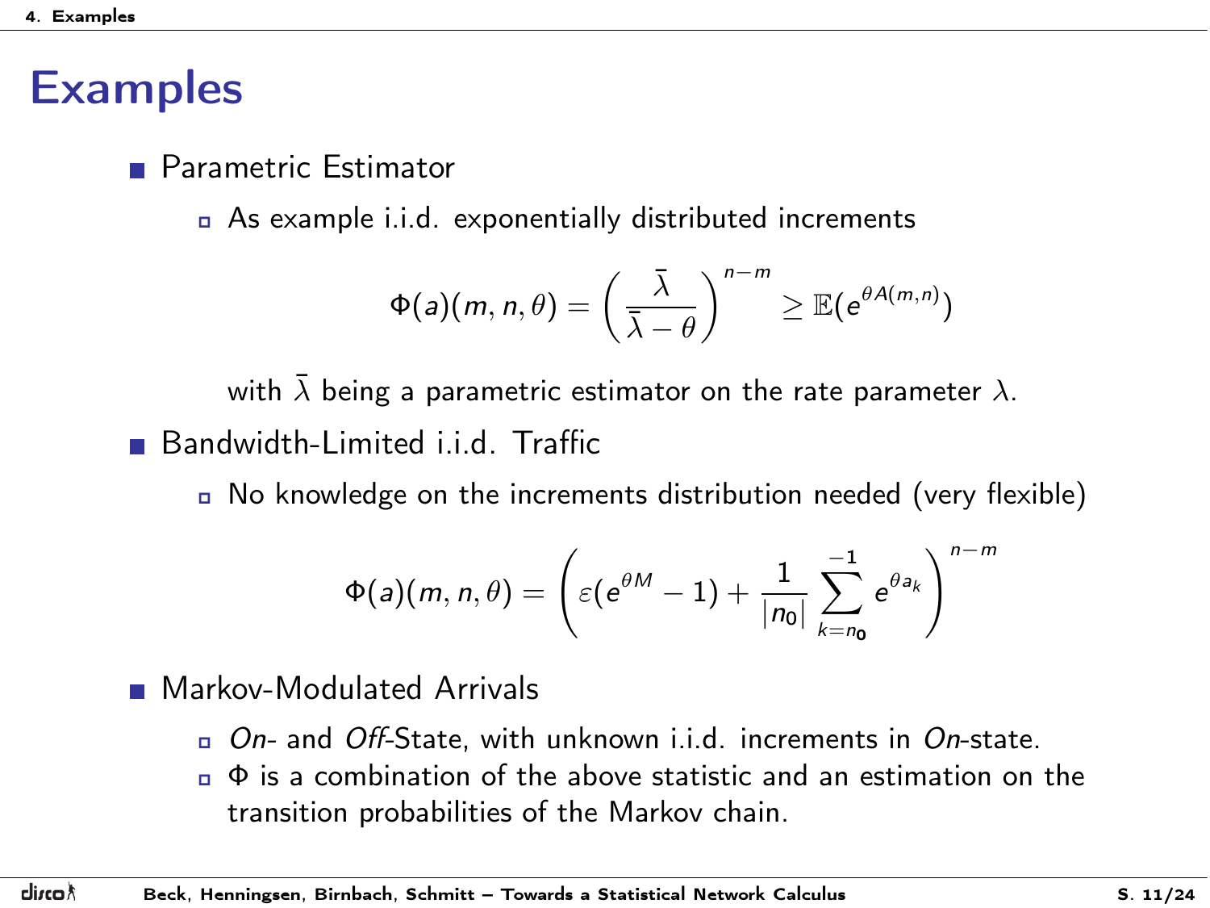# Examples

- Parametric Estimator
  - As example i.i.d. exponentially distributed increments

$$\Phi(a)(m,n,\theta) = \left(\frac{\bar{\lambda}}{\bar{\lambda}-\theta}\right)^{n-m} \geq \mathbb{E}(e^{\theta A(m,n)})$$

  with $\bar{\lambda}$ being a parametric estimator on the rate parameter $\lambda$.

- Bandwidth-Limited i.i.d. Traffic
  - No knowledge on the increments distribution needed (very flexible)

$$\Phi(a)(m,n,\theta) = \left(\varepsilon(e^{\theta M}-1) + \frac{1}{|n_0|}\sum_{k=n_0}^{-1} e^{\theta a_k}\right)^{n-m}$$

- Markov-Modulated Arrivals
  - *On*- and *Off*-State, with unknown i.i.d. increments in *On*-state.
  - $\Phi$ is a combination of the above statistic and an estimation on the transition probabilities of the Markov chain.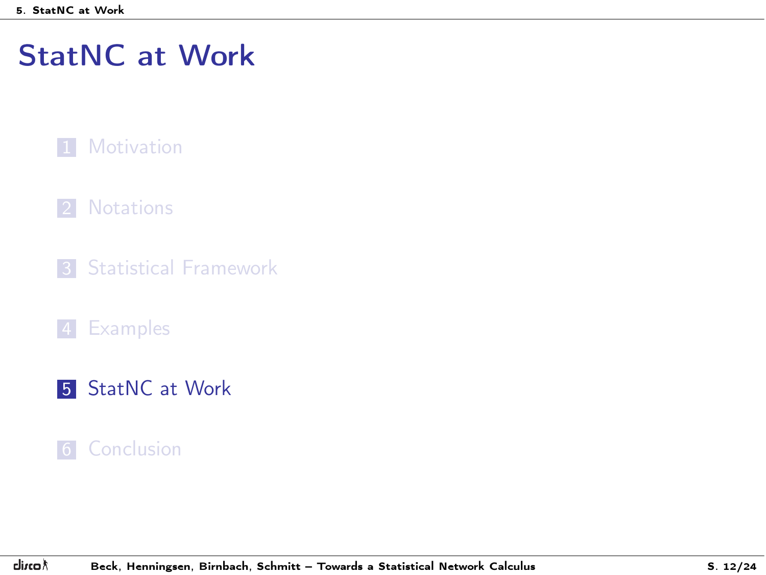# StatNC at Work

1. Motivation
2. Notations
3. Statistical Framework
4. Examples
5. **StatNC at Work**
6. Conclusion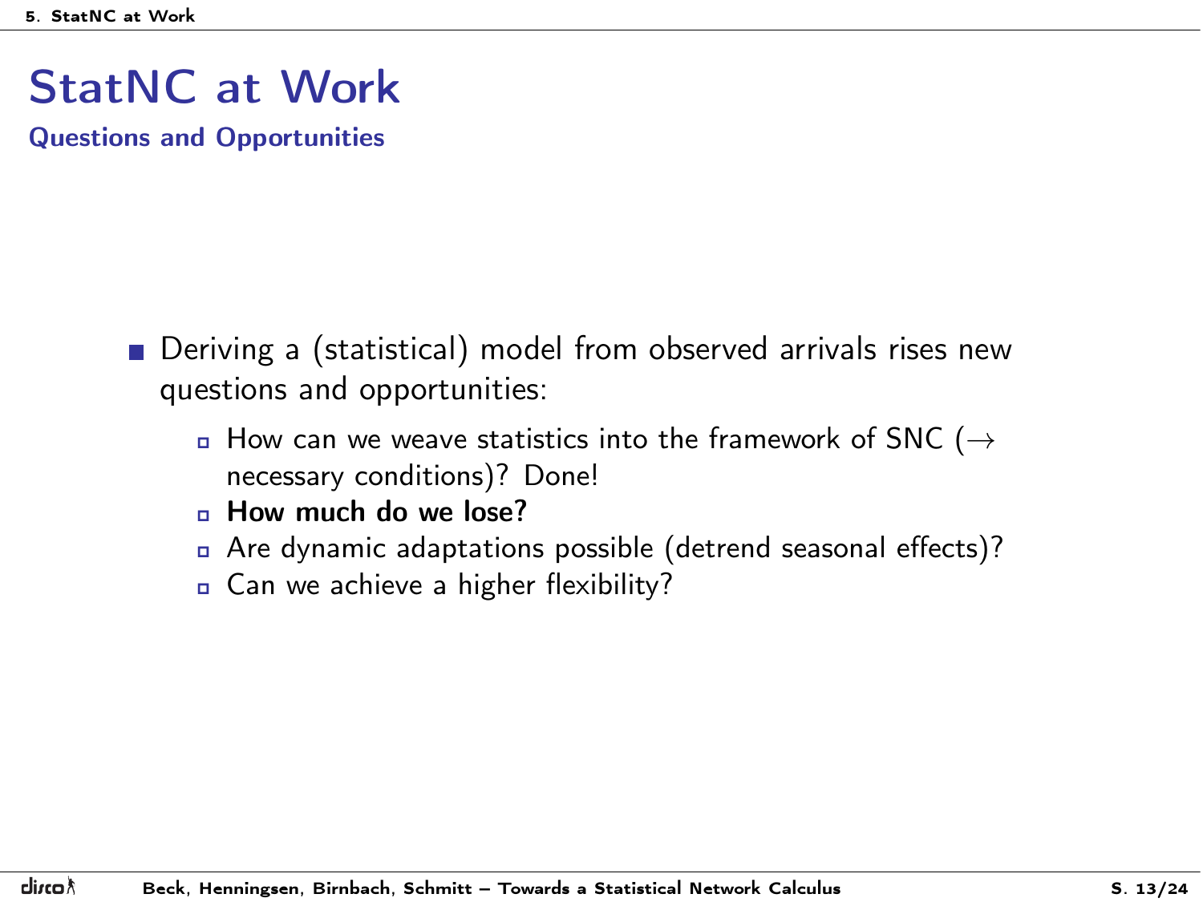# StatNC at Work

## Questions and Opportunities

- Deriving a (statistical) model from observed arrivals rises new questions and opportunities:
  - How can we weave statistics into the framework of SNC ($\rightarrow$ necessary conditions)? Done!
  - **How much do we lose?**
  - Are dynamic adaptations possible (detrend seasonal effects)?
  - Can we achieve a higher flexibility?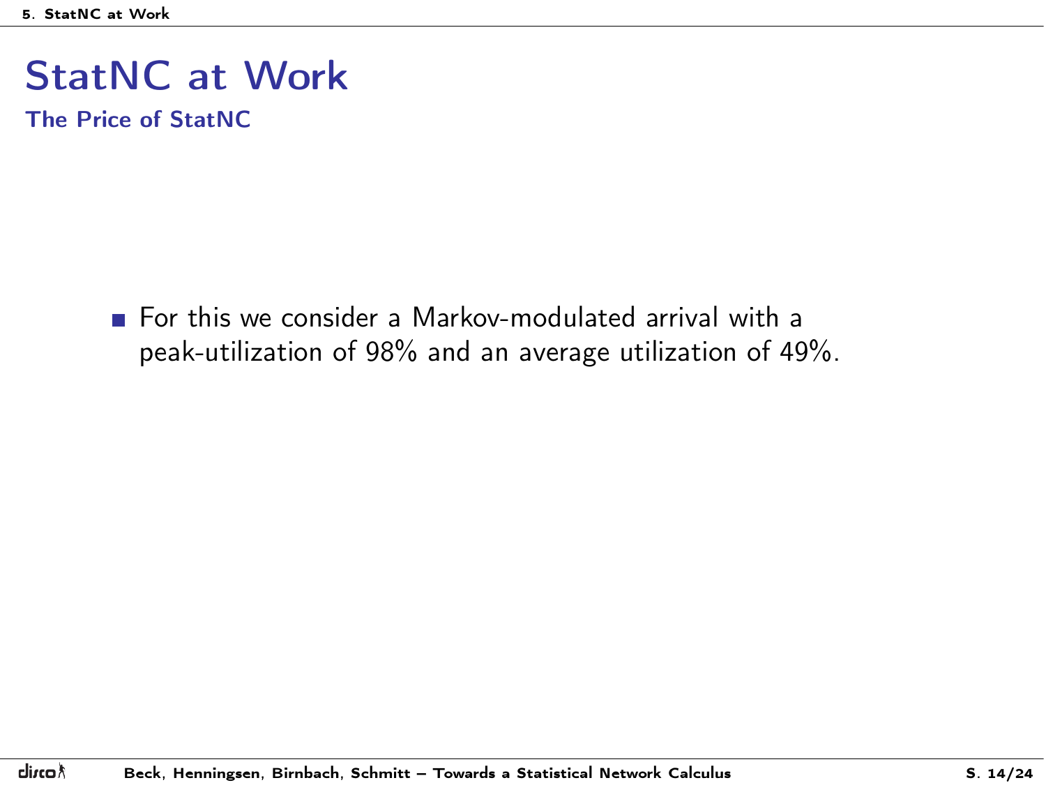# StatNC at Work

## The Price of StatNC

- For this we consider a Markov-modulated arrival with a peak-utilization of 98% and an average utilization of 49%.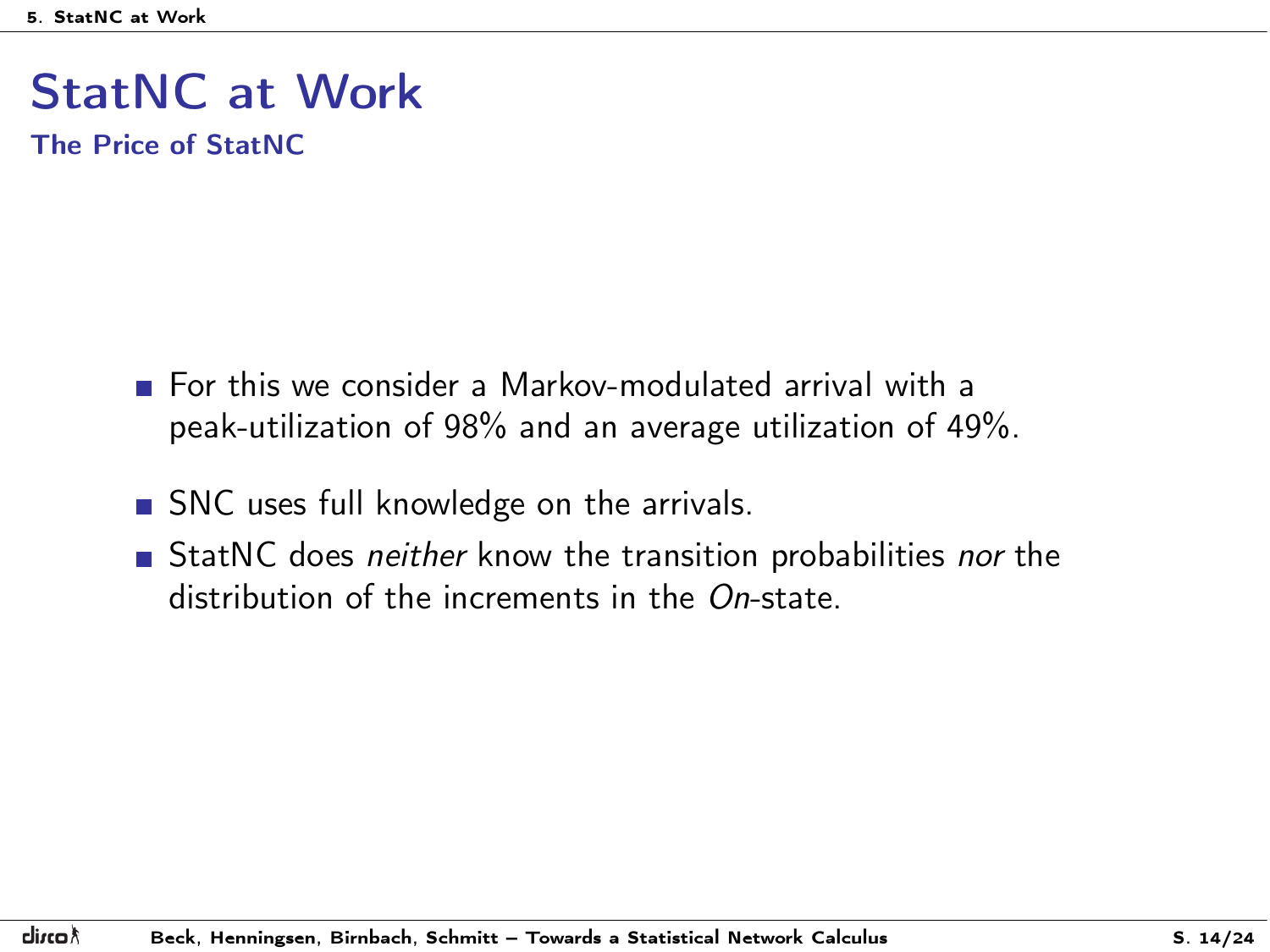# StatNC at Work

## The Price of StatNC

- For this we consider a Markov-modulated arrival with a peak-utilization of 98% and an average utilization of 49%.
- SNC uses full knowledge on the arrivals.
- StatNC does *neither* know the transition probabilities *nor* the distribution of the increments in the *On*-state.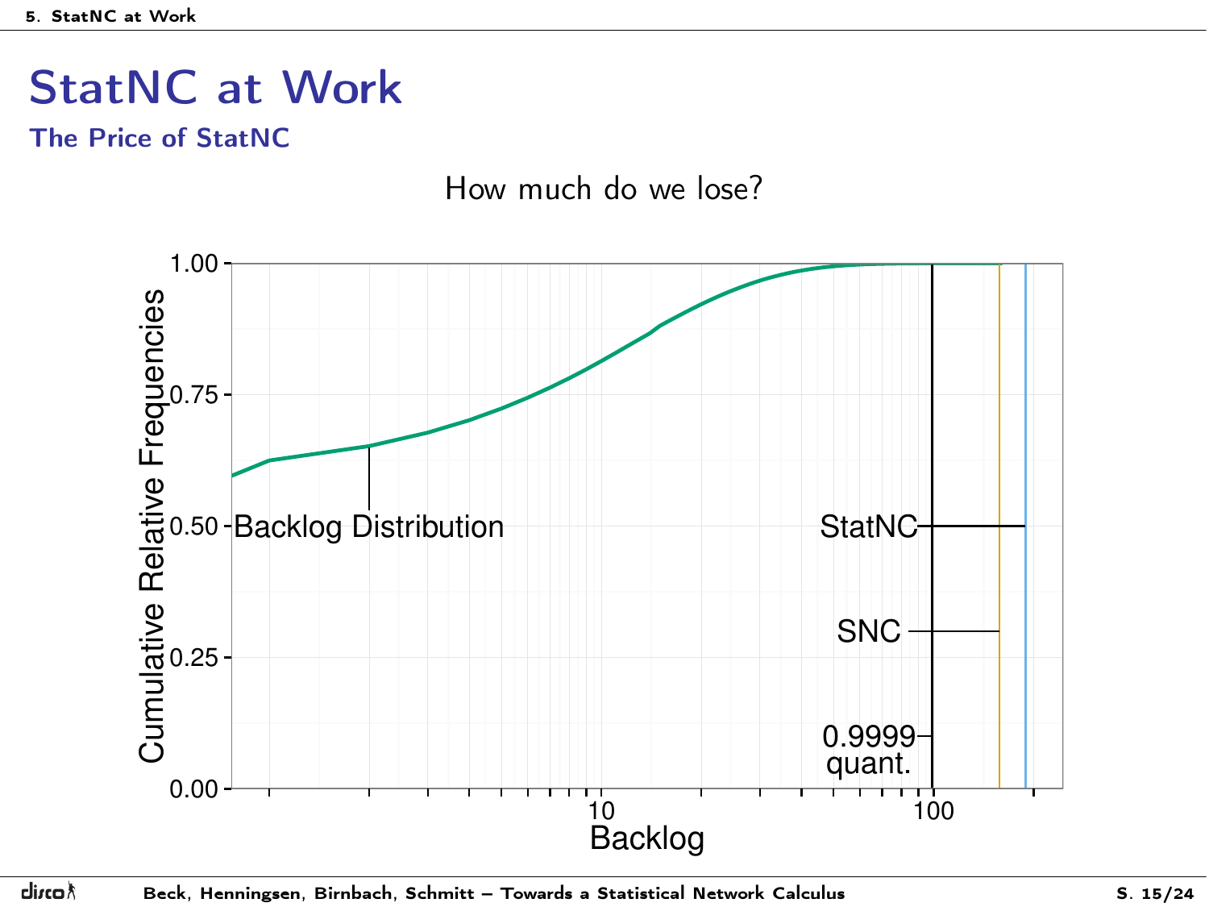# StatNC at Work

## The Price of StatNC

How much do we lose?

Cumulative Relative Frequencies

1.00
0.75
0.50
0.25
0.00

Backlog Distribution

StatNC

SNC

0.9999 quant.

10
100

Backlog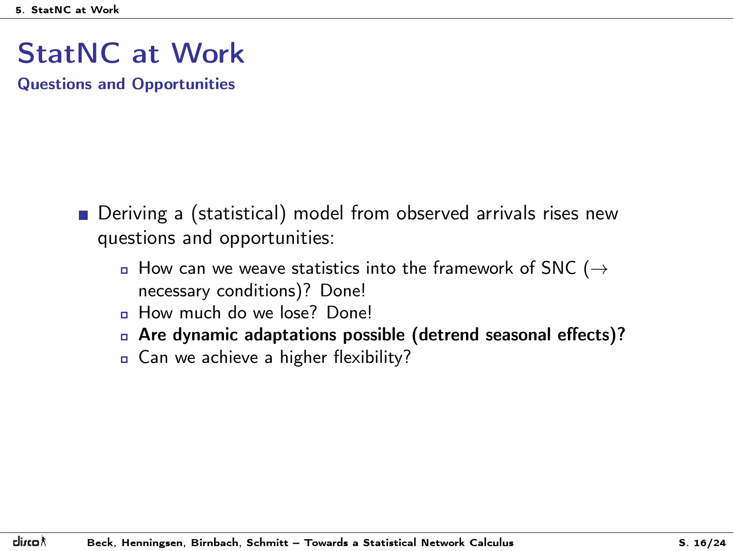# StatNC at Work

## Questions and Opportunities

- Deriving a (statistical) model from observed arrivals rises new questions and opportunities:
  - How can we weave statistics into the framework of SNC ($\rightarrow$ necessary conditions)? Done!
  - How much do we lose? Done!
  - **Are dynamic adaptations possible (detrend seasonal effects)?**
  - Can we achieve a higher flexibility?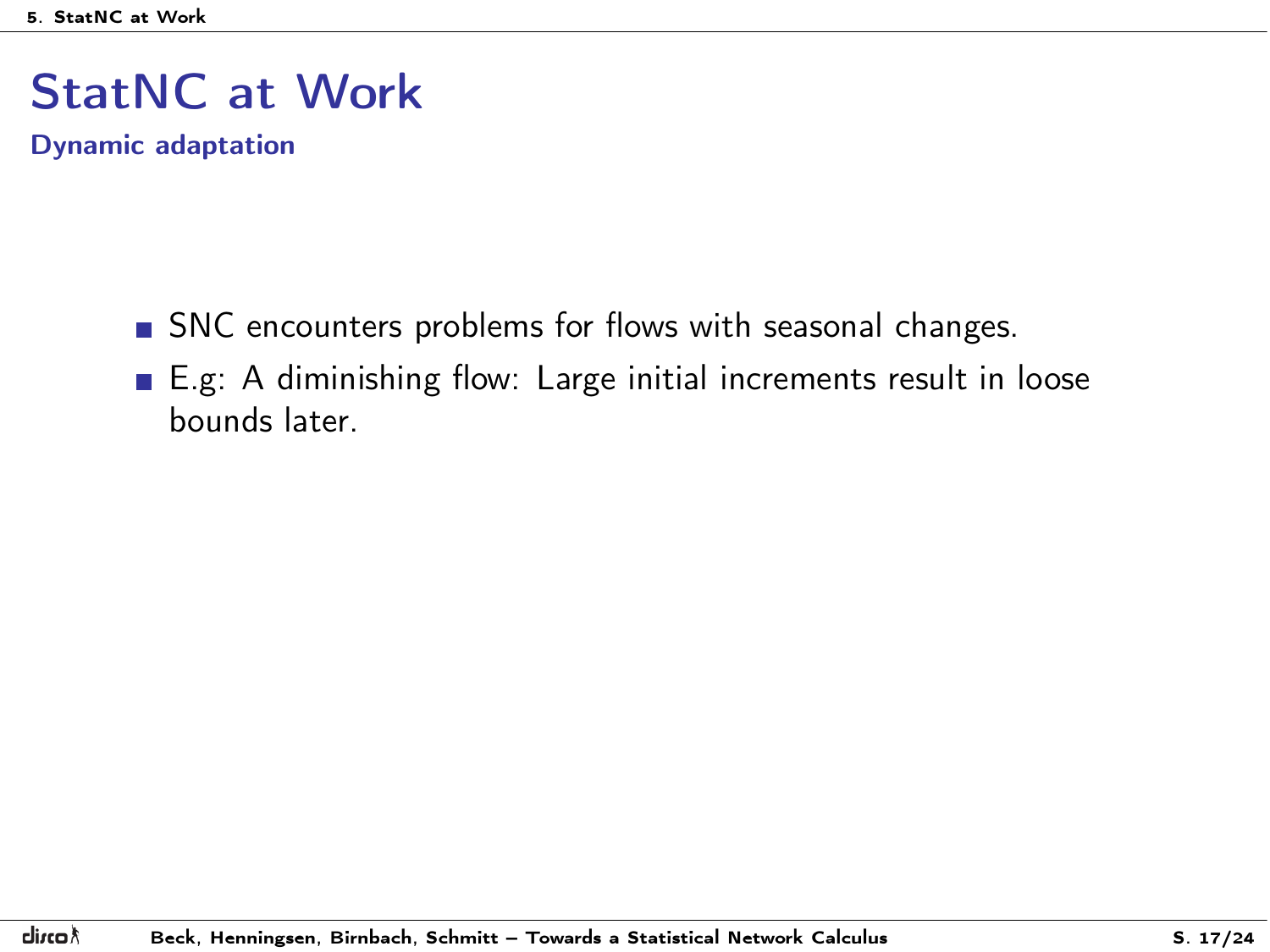# StatNC at Work

## Dynamic adaptation

- SNC encounters problems for flows with seasonal changes.
- E.g: A diminishing flow: Large initial increments result in loose bounds later.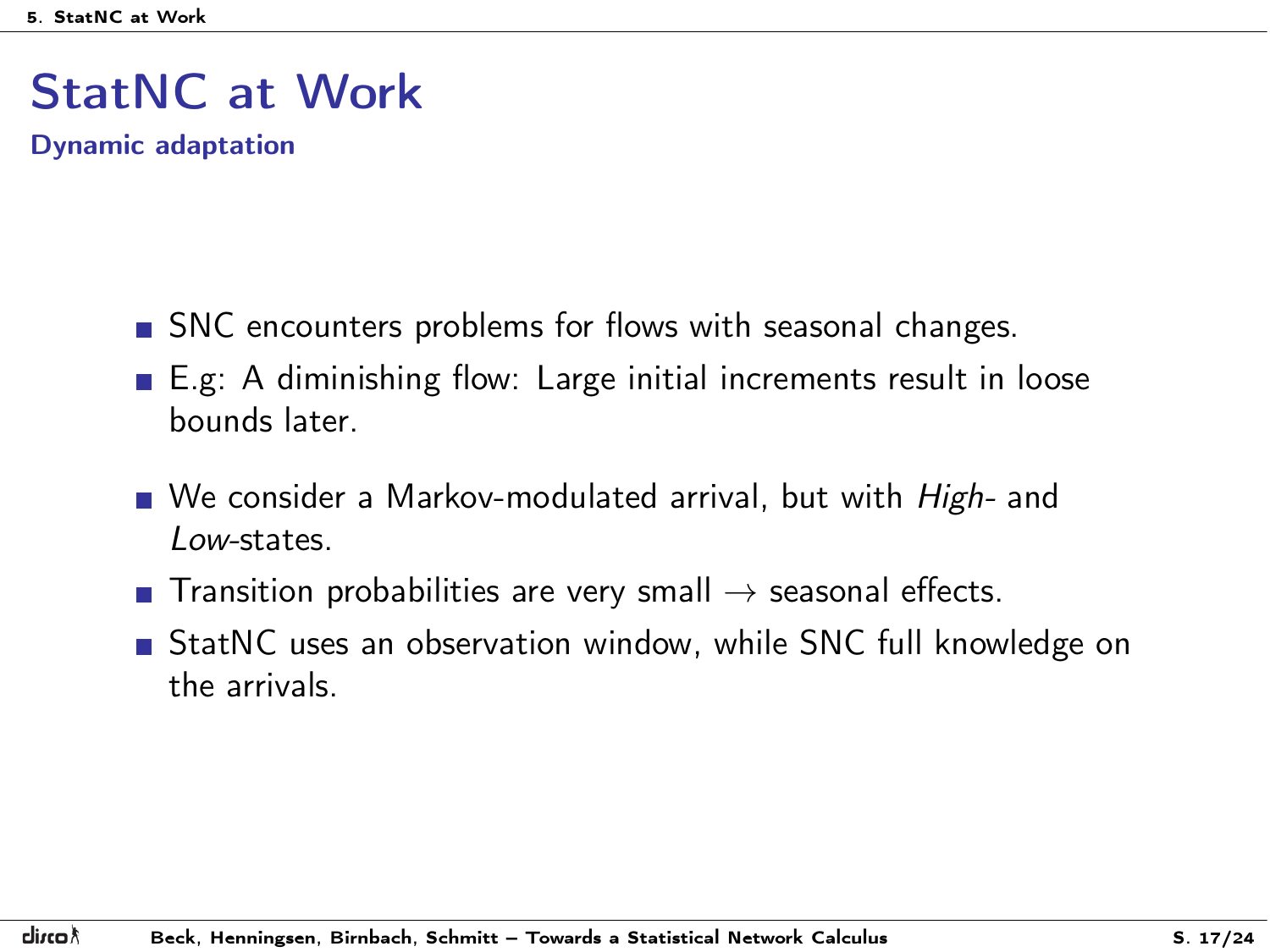# StatNC at Work

## Dynamic adaptation

- SNC encounters problems for flows with seasonal changes.
- E.g: A diminishing flow: Large initial increments result in loose bounds later.

- We consider a Markov-modulated arrival, but with *High*- and *Low*-states.
- Transition probabilities are very small $\rightarrow$ seasonal effects.
- StatNC uses an observation window, while SNC full knowledge on the arrivals.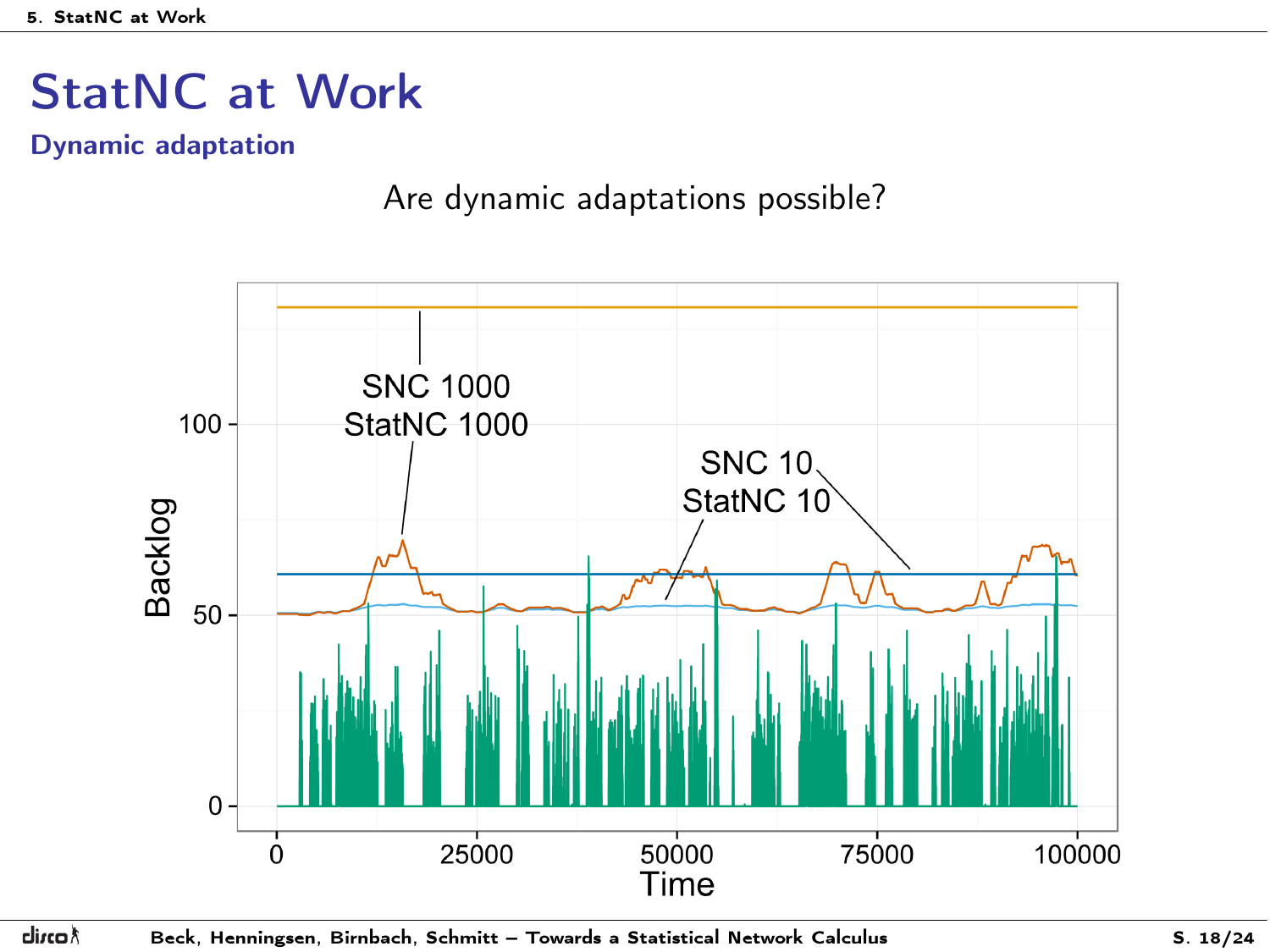# StatNC at Work

## Dynamic adaptation

Are dynamic adaptations possible?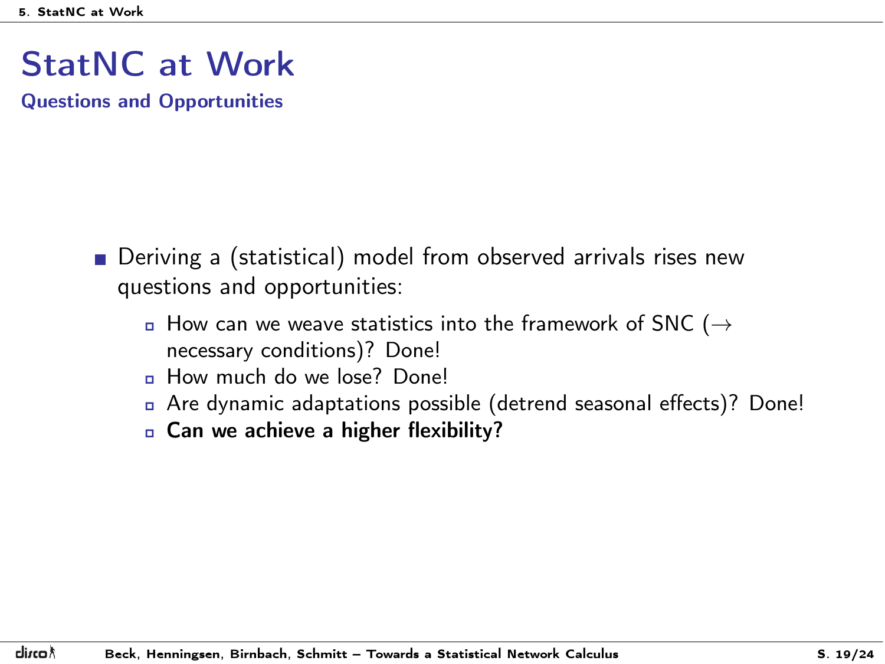# StatNC at Work

## Questions and Opportunities

- Deriving a (statistical) model from observed arrivals rises new questions and opportunities:
  - How can we weave statistics into the framework of SNC ($\rightarrow$ necessary conditions)? Done!
  - How much do we lose? Done!
  - Are dynamic adaptations possible (detrend seasonal effects)? Done!
  - **Can we achieve a higher flexibility?**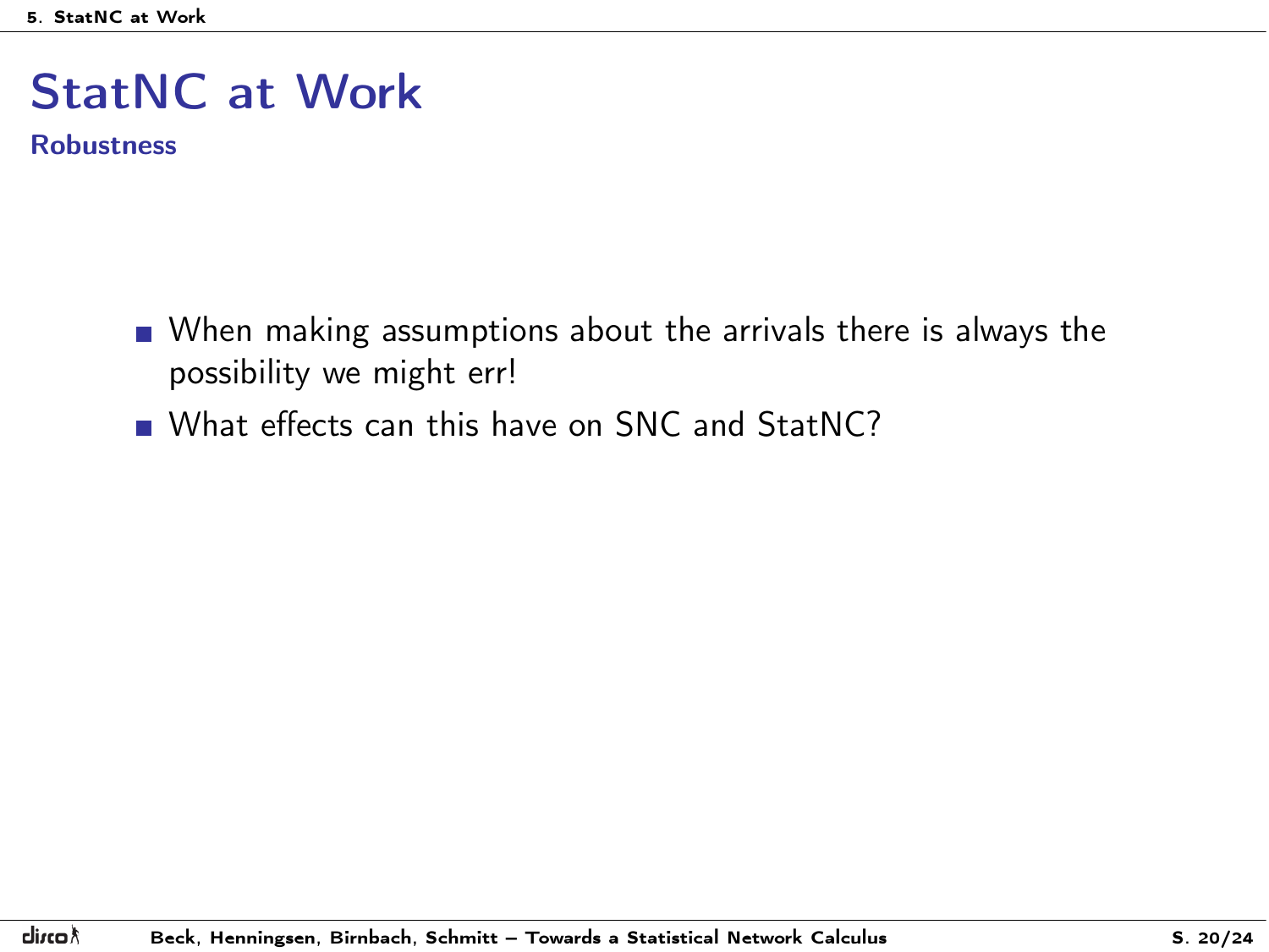# StatNC at Work

## Robustness

- When making assumptions about the arrivals there is always the possibility we might err!
- What effects can this have on SNC and StatNC?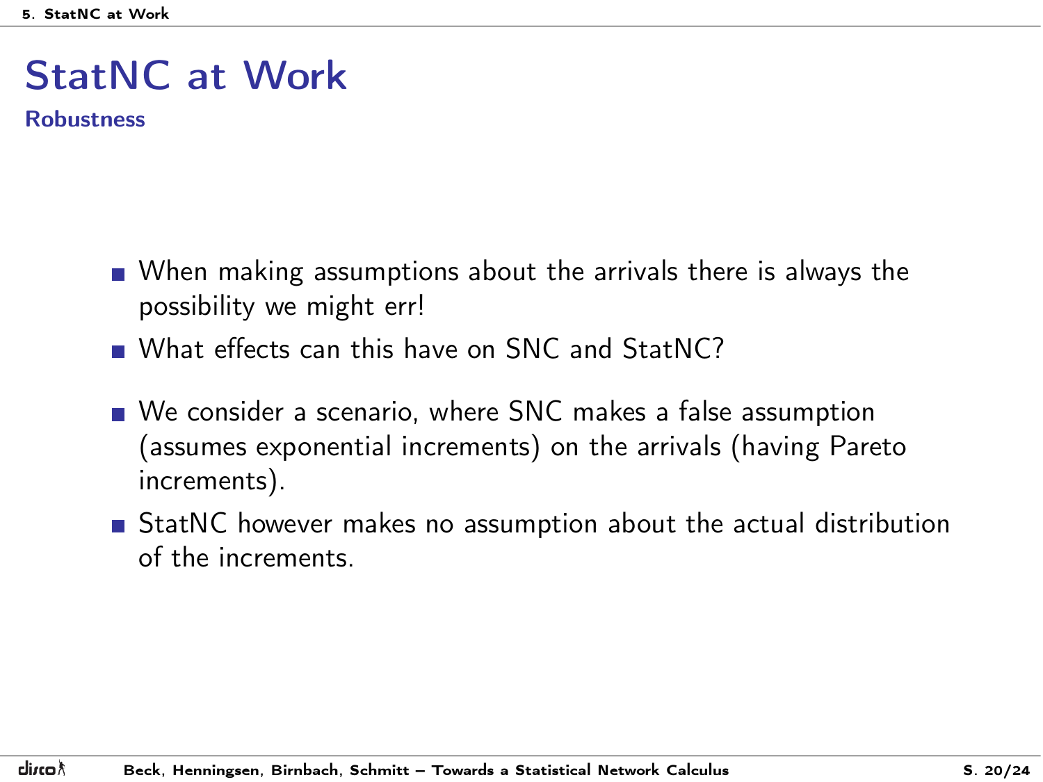# StatNC at Work

## Robustness

- When making assumptions about the arrivals there is always the possibility we might err!
- What effects can this have on SNC and StatNC?
- We consider a scenario, where SNC makes a false assumption (assumes exponential increments) on the arrivals (having Pareto increments).
- StatNC however makes no assumption about the actual distribution of the increments.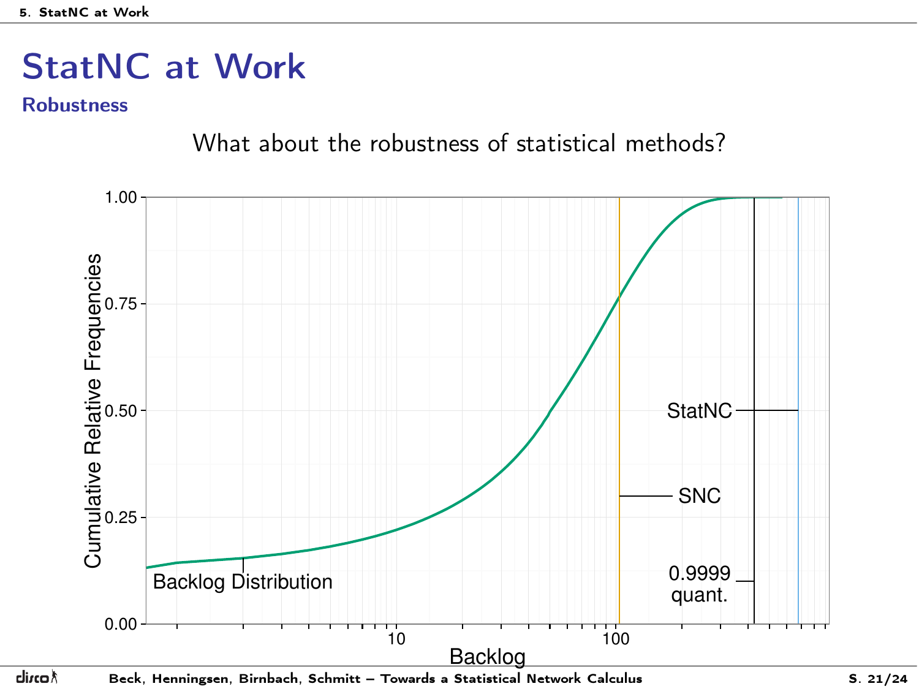# StatNC at Work

## Robustness

What about the robustness of statistical methods?

Backlog Distribution

SNC

StatNC

0.9999 quant.

Cumulative Relative Frequencies

Backlog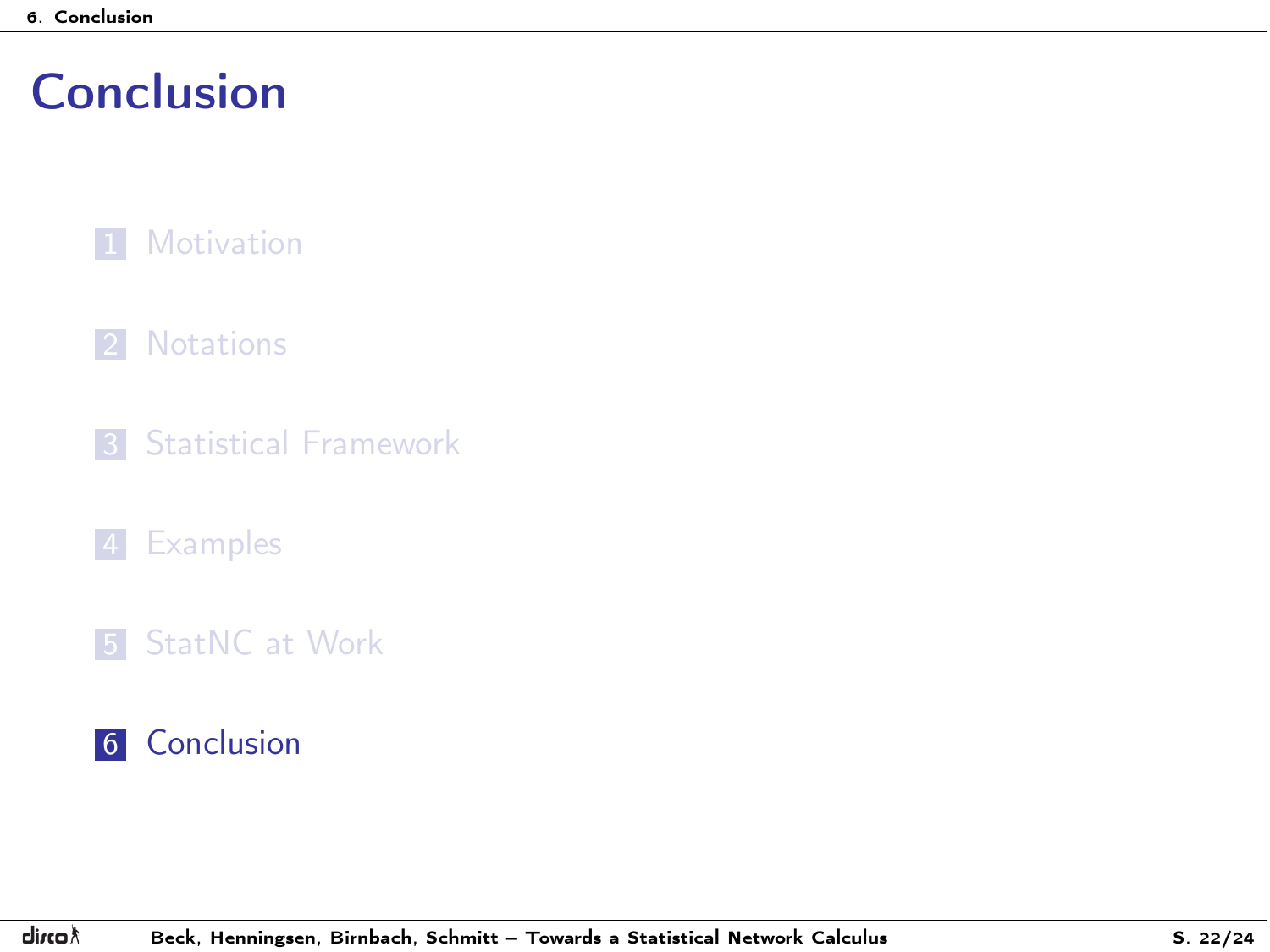# Conclusion

1. Motivation
2. Notations
3. Statistical Framework
4. Examples
5. StatNC at Work
6. Conclusion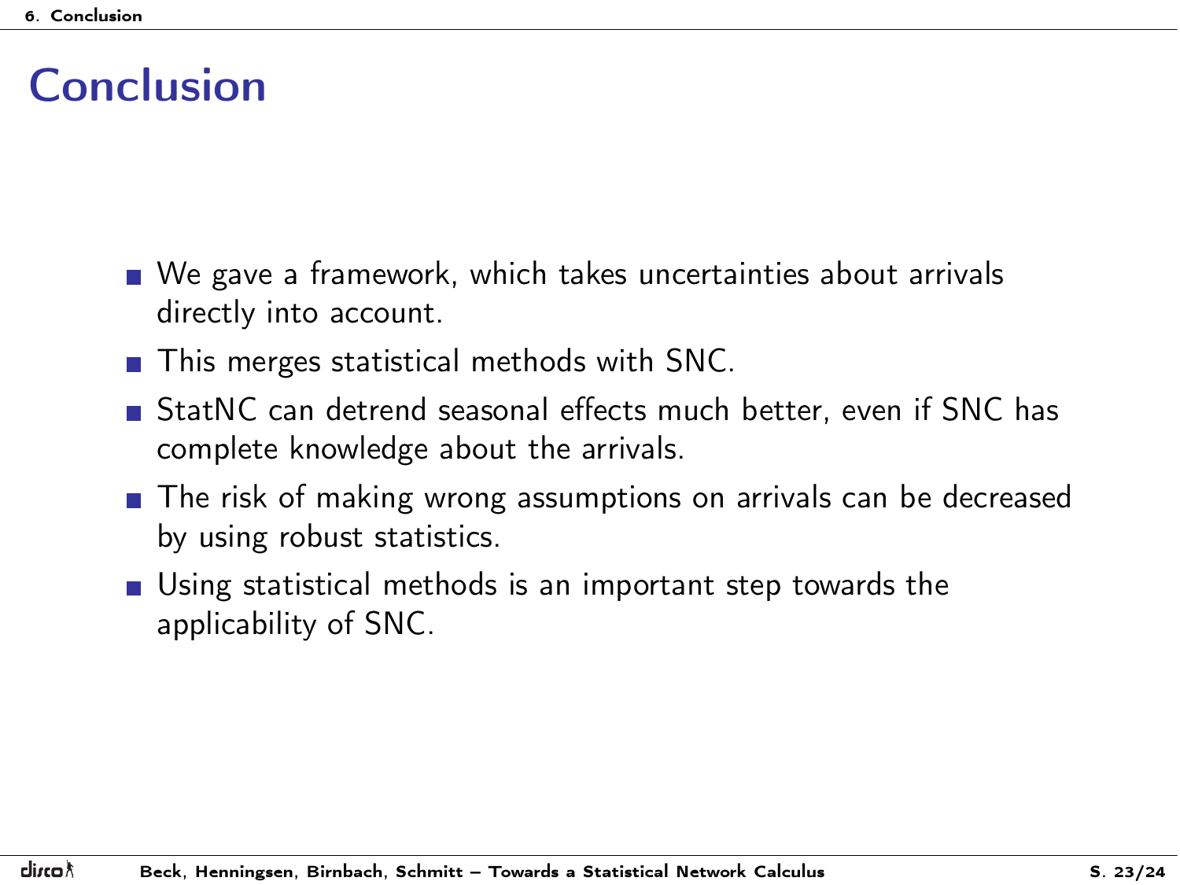# Conclusion

- We gave a framework, which takes uncertainties about arrivals directly into account.
- This merges statistical methods with SNC.
- StatNC can detrend seasonal effects much better, even if SNC has complete knowledge about the arrivals.
- The risk of making wrong assumptions on arrivals can be decreased by using robust statistics.
- Using statistical methods is an important step towards the applicability of SNC.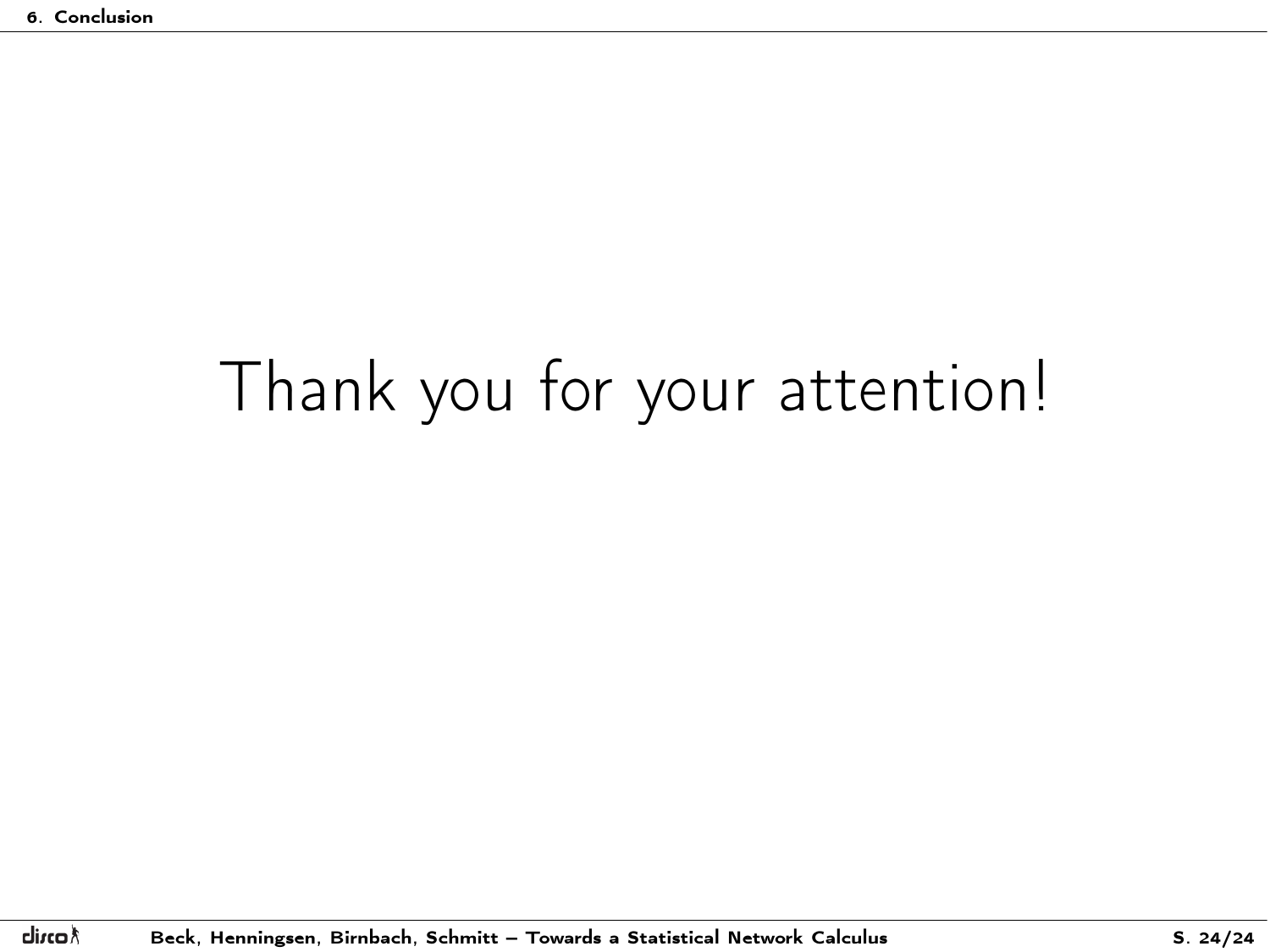Thank you for your attention!